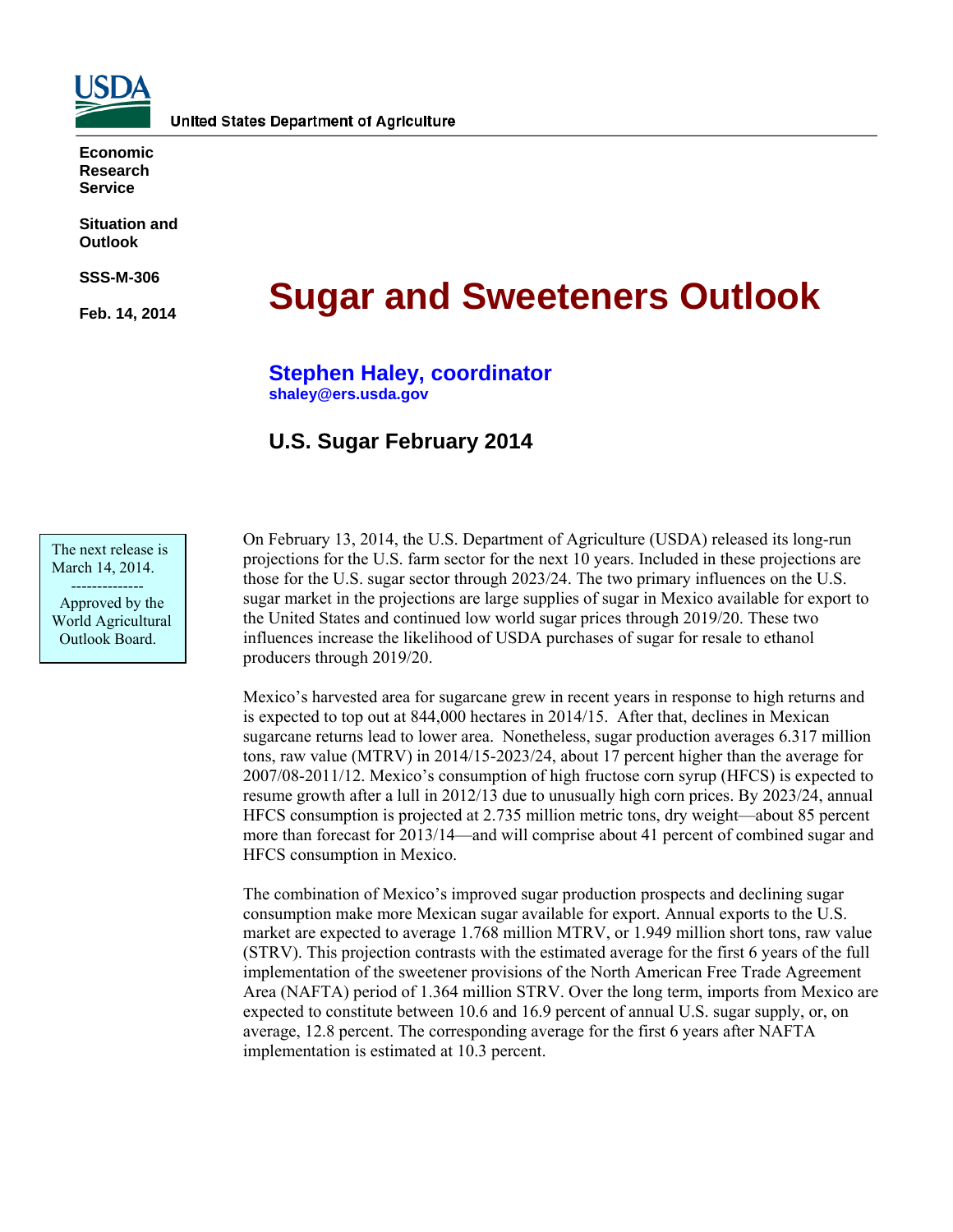United States Department of Agriculture

**Economic Research Service**

**Situation and Outlook**

**SSS-M-306**

**Feb. 14, 2014**

# Sugar and Sweeteners Outlook

**Stephen Haley, coordinator**
**shaley@ers.usda.gov**

## U.S. Sugar February 2014

The next release is March 14, 2014.

--------------

Approved by the World Agricultural Outlook Board.

On February 13, 2014, the U.S. Department of Agriculture (USDA) released its long-run projections for the U.S. farm sector for the next 10 years. Included in these projections are those for the U.S. sugar sector through 2023/24. The two primary influences on the U.S. sugar market in the projections are large supplies of sugar in Mexico available for export to the United States and continued low world sugar prices through 2019/20. These two influences increase the likelihood of USDA purchases of sugar for resale to ethanol producers through 2019/20.

Mexico's harvested area for sugarcane grew in recent years in response to high returns and is expected to top out at 844,000 hectares in 2014/15. After that, declines in Mexican sugarcane returns lead to lower area. Nonetheless, sugar production averages 6.317 million tons, raw value (MTRV) in 2014/15-2023/24, about 17 percent higher than the average for 2007/08-2011/12. Mexico's consumption of high fructose corn syrup (HFCS) is expected to resume growth after a lull in 2012/13 due to unusually high corn prices. By 2023/24, annual HFCS consumption is projected at 2.735 million metric tons, dry weight—about 85 percent more than forecast for 2013/14—and will comprise about 41 percent of combined sugar and HFCS consumption in Mexico.

The combination of Mexico's improved sugar production prospects and declining sugar consumption make more Mexican sugar available for export. Annual exports to the U.S. market are expected to average 1.768 million MTRV, or 1.949 million short tons, raw value (STRV). This projection contrasts with the estimated average for the first 6 years of the full implementation of the sweetener provisions of the North American Free Trade Agreement Area (NAFTA) period of 1.364 million STRV. Over the long term, imports from Mexico are expected to constitute between 10.6 and 16.9 percent of annual U.S. sugar supply, or, on average, 12.8 percent. The corresponding average for the first 6 years after NAFTA implementation is estimated at 10.3 percent.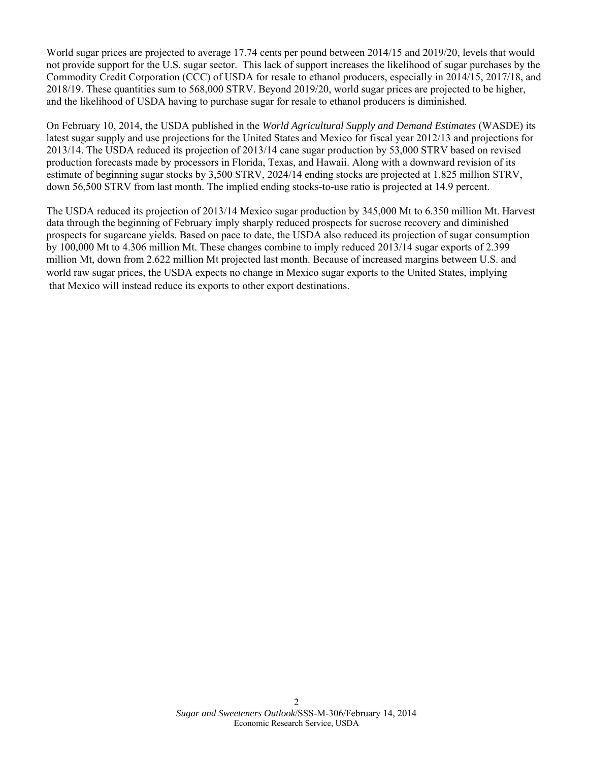World sugar prices are projected to average 17.74 cents per pound between 2014/15 and 2019/20, levels that would not provide support for the U.S. sugar sector. This lack of support increases the likelihood of sugar purchases by the Commodity Credit Corporation (CCC) of USDA for resale to ethanol producers, especially in 2014/15, 2017/18, and 2018/19. These quantities sum to 568,000 STRV. Beyond 2019/20, world sugar prices are projected to be higher, and the likelihood of USDA having to purchase sugar for resale to ethanol producers is diminished.

On February 10, 2014, the USDA published in the *World Agricultural Supply and Demand Estimates* (WASDE) its latest sugar supply and use projections for the United States and Mexico for fiscal year 2012/13 and projections for 2013/14. The USDA reduced its projection of 2013/14 cane sugar production by 53,000 STRV based on revised production forecasts made by processors in Florida, Texas, and Hawaii. Along with a downward revision of its estimate of beginning sugar stocks by 3,500 STRV, 2024/14 ending stocks are projected at 1.825 million STRV, down 56,500 STRV from last month. The implied ending stocks-to-use ratio is projected at 14.9 percent.

The USDA reduced its projection of 2013/14 Mexico sugar production by 345,000 Mt to 6.350 million Mt. Harvest data through the beginning of February imply sharply reduced prospects for sucrose recovery and diminished prospects for sugarcane yields. Based on pace to date, the USDA also reduced its projection of sugar consumption by 100,000 Mt to 4.306 million Mt. These changes combine to imply reduced 2013/14 sugar exports of 2.399 million Mt, down from 2.622 million Mt projected last month. Because of increased margins between U.S. and world raw sugar prices, the USDA expects no change in Mexico sugar exports to the United States, implying that Mexico will instead reduce its exports to other export destinations.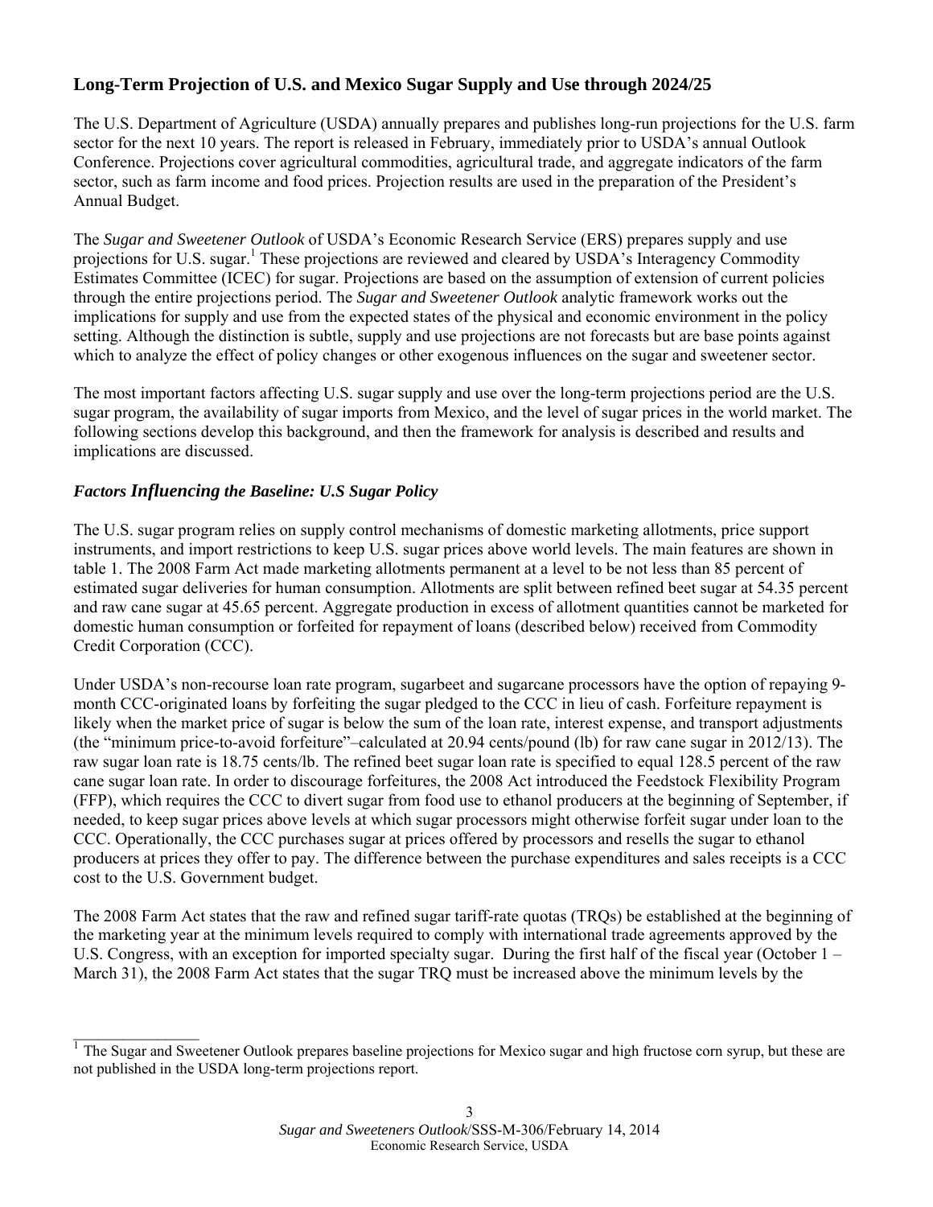## Long-Term Projection of U.S. and Mexico Sugar Supply and Use through 2024/25

The U.S. Department of Agriculture (USDA) annually prepares and publishes long-run projections for the U.S. farm sector for the next 10 years. The report is released in February, immediately prior to USDA's annual Outlook Conference. Projections cover agricultural commodities, agricultural trade, and aggregate indicators of the farm sector, such as farm income and food prices. Projection results are used in the preparation of the President's Annual Budget.

The *Sugar and Sweetener Outlook* of USDA's Economic Research Service (ERS) prepares supply and use projections for U.S. sugar.[1] These projections are reviewed and cleared by USDA's Interagency Commodity Estimates Committee (ICEC) for sugar. Projections are based on the assumption of extension of current policies through the entire projections period. The *Sugar and Sweetener Outlook* analytic framework works out the implications for supply and use from the expected states of the physical and economic environment in the policy setting. Although the distinction is subtle, supply and use projections are not forecasts but are base points against which to analyze the effect of policy changes or other exogenous influences on the sugar and sweetener sector.

The most important factors affecting U.S. sugar supply and use over the long-term projections period are the U.S. sugar program, the availability of sugar imports from Mexico, and the level of sugar prices in the world market. The following sections develop this background, and then the framework for analysis is described and results and implications are discussed.

### *Factors Influencing the Baseline: U.S Sugar Policy*

The U.S. sugar program relies on supply control mechanisms of domestic marketing allotments, price support instruments, and import restrictions to keep U.S. sugar prices above world levels. The main features are shown in table 1. The 2008 Farm Act made marketing allotments permanent at a level to be not less than 85 percent of estimated sugar deliveries for human consumption. Allotments are split between refined beet sugar at 54.35 percent and raw cane sugar at 45.65 percent. Aggregate production in excess of allotment quantities cannot be marketed for domestic human consumption or forfeited for repayment of loans (described below) received from Commodity Credit Corporation (CCC).

Under USDA's non-recourse loan rate program, sugarbeet and sugarcane processors have the option of repaying 9-month CCC-originated loans by forfeiting the sugar pledged to the CCC in lieu of cash. Forfeiture repayment is likely when the market price of sugar is below the sum of the loan rate, interest expense, and transport adjustments (the "minimum price-to-avoid forfeiture"–calculated at 20.94 cents/pound (lb) for raw cane sugar in 2012/13). The raw sugar loan rate is 18.75 cents/lb. The refined beet sugar loan rate is specified to equal 128.5 percent of the raw cane sugar loan rate. In order to discourage forfeitures, the 2008 Act introduced the Feedstock Flexibility Program (FFP), which requires the CCC to divert sugar from food use to ethanol producers at the beginning of September, if needed, to keep sugar prices above levels at which sugar processors might otherwise forfeit sugar under loan to the CCC. Operationally, the CCC purchases sugar at prices offered by processors and resells the sugar to ethanol producers at prices they offer to pay. The difference between the purchase expenditures and sales receipts is a CCC cost to the U.S. Government budget.

The 2008 Farm Act states that the raw and refined sugar tariff-rate quotas (TRQs) be established at the beginning of the marketing year at the minimum levels required to comply with international trade agreements approved by the U.S. Congress, with an exception for imported specialty sugar. During the first half of the fiscal year (October 1 – March 31), the 2008 Farm Act states that the sugar TRQ must be increased above the minimum levels by the

[1] The Sugar and Sweetener Outlook prepares baseline projections for Mexico sugar and high fructose corn syrup, but these are not published in the USDA long-term projections report.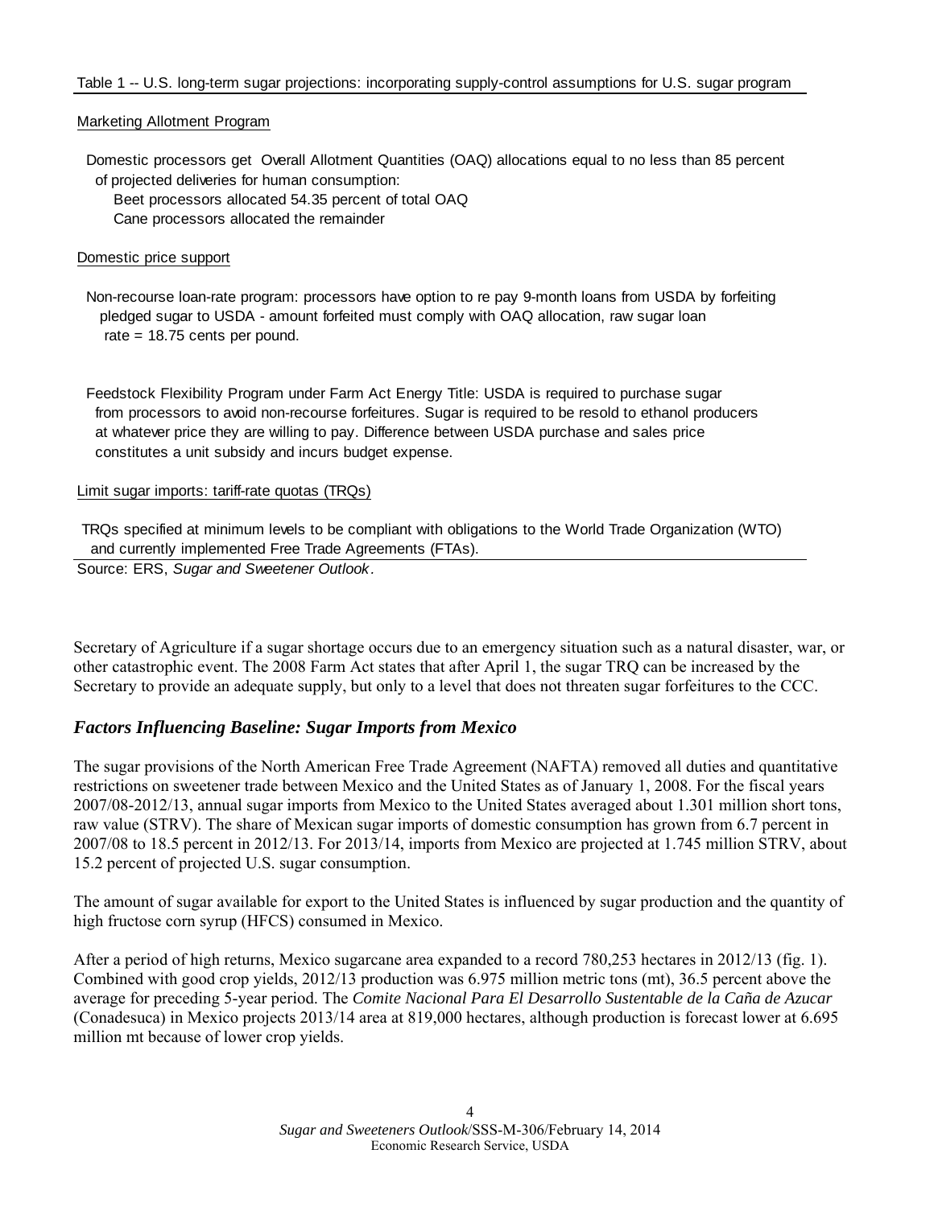Table 1 -- U.S. long-term sugar projections: incorporating supply-control assumptions for U.S. sugar program

Marketing Allotment Program

Domestic processors get Overall Allotment Quantities (OAQ) allocations equal to no less than 85 percent of projected deliveries for human consumption:

- Beet processors allocated 54.35 percent of total OAQ
- Cane processors allocated the remainder

Domestic price support

Non-recourse loan-rate program: processors have option to re pay 9-month loans from USDA by forfeiting pledged sugar to USDA - amount forfeited must comply with OAQ allocation, raw sugar loan rate = 18.75 cents per pound.

Feedstock Flexibility Program under Farm Act Energy Title: USDA is required to purchase sugar from processors to avoid non-recourse forfeitures. Sugar is required to be resold to ethanol producers at whatever price they are willing to pay. Difference between USDA purchase and sales price constitutes a unit subsidy and incurs budget expense.

Limit sugar imports: tariff-rate quotas (TRQs)

TRQs specified at minimum levels to be compliant with obligations to the World Trade Organization (WTO) and currently implemented Free Trade Agreements (FTAs).

Source: ERS, *Sugar and Sweetener Outlook*.

Secretary of Agriculture if a sugar shortage occurs due to an emergency situation such as a natural disaster, war, or other catastrophic event. The 2008 Farm Act states that after April 1, the sugar TRQ can be increased by the Secretary to provide an adequate supply, but only to a level that does not threaten sugar forfeitures to the CCC.

## *Factors Influencing Baseline: Sugar Imports from Mexico*

The sugar provisions of the North American Free Trade Agreement (NAFTA) removed all duties and quantitative restrictions on sweetener trade between Mexico and the United States as of January 1, 2008. For the fiscal years 2007/08-2012/13, annual sugar imports from Mexico to the United States averaged about 1.301 million short tons, raw value (STRV). The share of Mexican sugar imports of domestic consumption has grown from 6.7 percent in 2007/08 to 18.5 percent in 2012/13. For 2013/14, imports from Mexico are projected at 1.745 million STRV, about 15.2 percent of projected U.S. sugar consumption.

The amount of sugar available for export to the United States is influenced by sugar production and the quantity of high fructose corn syrup (HFCS) consumed in Mexico.

After a period of high returns, Mexico sugarcane area expanded to a record 780,253 hectares in 2012/13 (fig. 1). Combined with good crop yields, 2012/13 production was 6.975 million metric tons (mt), 36.5 percent above the average for preceding 5-year period. The *Comite Nacional Para El Desarrollo Sustentable de la Caña de Azucar* (Conadesuca) in Mexico projects 2013/14 area at 819,000 hectares, although production is forecast lower at 6.695 million mt because of lower crop yields.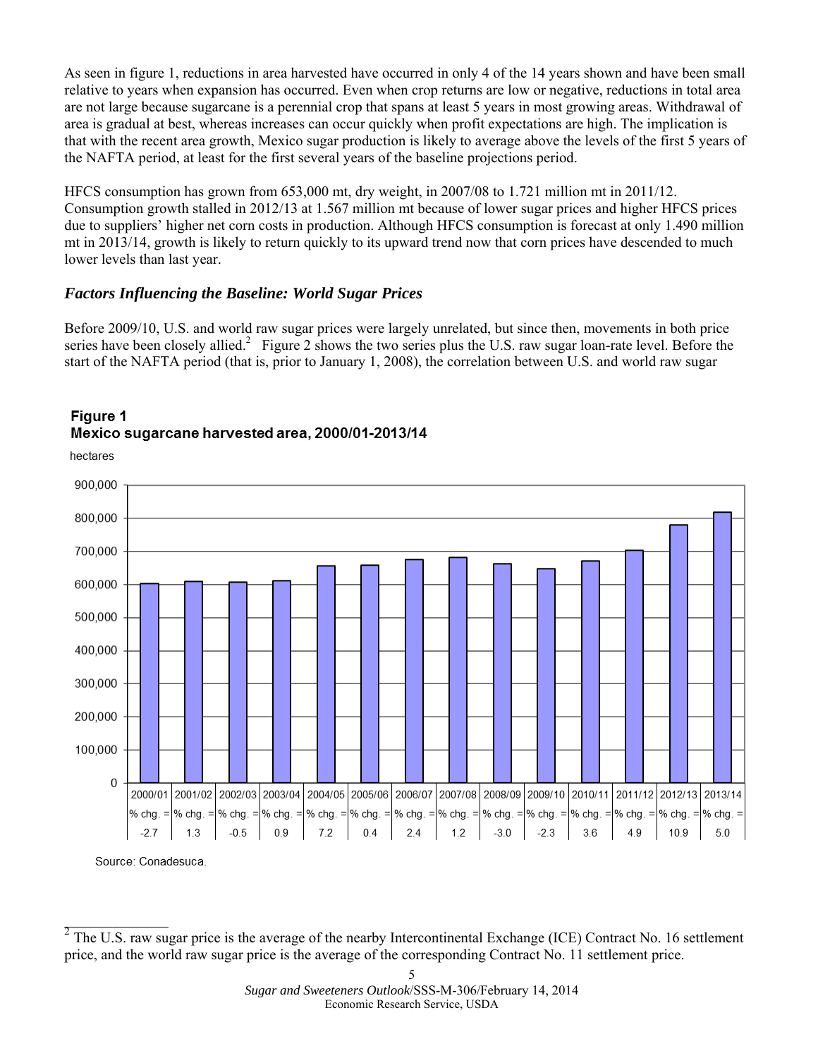As seen in figure 1, reductions in area harvested have occurred in only 4 of the 14 years shown and have been small relative to years when expansion has occurred. Even when crop returns are low or negative, reductions in total area are not large because sugarcane is a perennial crop that spans at least 5 years in most growing areas. Withdrawal of area is gradual at best, whereas increases can occur quickly when profit expectations are high. The implication is that with the recent area growth, Mexico sugar production is likely to average above the levels of the first 5 years of the NAFTA period, at least for the first several years of the baseline projections period.

HFCS consumption has grown from 653,000 mt, dry weight, in 2007/08 to 1.721 million mt in 2011/12. Consumption growth stalled in 2012/13 at 1.567 million mt because of lower sugar prices and higher HFCS prices due to suppliers' higher net corn costs in production. Although HFCS consumption is forecast at only 1.490 million mt in 2013/14, growth is likely to return quickly to its upward trend now that corn prices have descended to much lower levels than last year.

### *Factors Influencing the Baseline: World Sugar Prices*

Before 2009/10, U.S. and world raw sugar prices were largely unrelated, but since then, movements in both price series have been closely allied.[2] Figure 2 shows the two series plus the U.S. raw sugar loan-rate level. Before the start of the NAFTA period (that is, prior to January 1, 2008), the correlation between U.S. and world raw sugar

**Figure 1**
**Mexico sugarcane harvested area, 2000/01-2013/14**

hectares

| | 2000/01 | 2001/02 | 2002/03 | 2003/04 | 2004/05 | 2005/06 | 2006/07 | 2007/08 | 2008/09 | 2009/10 | 2010/11 | 2011/12 | 2012/13 | 2013/14 |
|---|---|---|---|---|---|---|---|---|---|---|---|---|---|---|
| % chg. = | -2.7 | 1.3 | -0.5 | 0.9 | 7.2 | 0.4 | 2.4 | 1.2 | -3.0 | -2.3 | 3.6 | 4.9 | 10.9 | 5.0 |

Source: Conadesuca.

[2] The U.S. raw sugar price is the average of the nearby Intercontinental Exchange (ICE) Contract No. 16 settlement price, and the world raw sugar price is the average of the corresponding Contract No. 11 settlement price.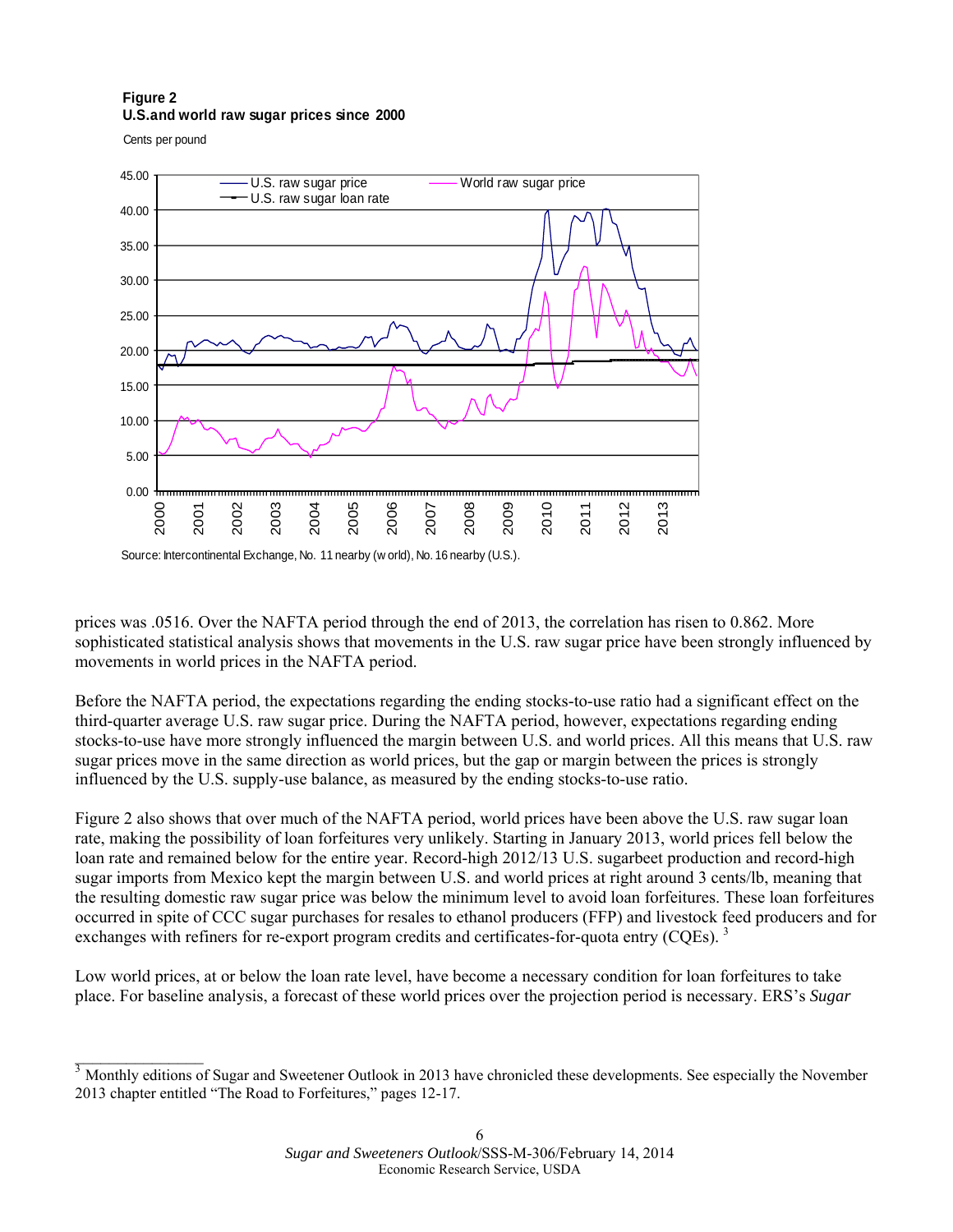**Figure 2**
**U.S.and world raw sugar prices since 2000**

Cents per pound

Source: Intercontinental Exchange, No. 11 nearby (world), No. 16 nearby (U.S.).

prices was .0516. Over the NAFTA period through the end of 2013, the correlation has risen to 0.862. More sophisticated statistical analysis shows that movements in the U.S. raw sugar price have been strongly influenced by movements in world prices in the NAFTA period.

Before the NAFTA period, the expectations regarding the ending stocks-to-use ratio had a significant effect on the third-quarter average U.S. raw sugar price. During the NAFTA period, however, expectations regarding ending stocks-to-use have more strongly influenced the margin between U.S. and world prices. All this means that U.S. raw sugar prices move in the same direction as world prices, but the gap or margin between the prices is strongly influenced by the U.S. supply-use balance, as measured by the ending stocks-to-use ratio.

Figure 2 also shows that over much of the NAFTA period, world prices have been above the U.S. raw sugar loan rate, making the possibility of loan forfeitures very unlikely. Starting in January 2013, world prices fell below the loan rate and remained below for the entire year. Record-high 2012/13 U.S. sugarbeet production and record-high sugar imports from Mexico kept the margin between U.S. and world prices at right around 3 cents/lb, meaning that the resulting domestic raw sugar price was below the minimum level to avoid loan forfeitures. These loan forfeitures occurred in spite of CCC sugar purchases for resales to ethanol producers (FFP) and livestock feed producers and for exchanges with refiners for re-export program credits and certificates-for-quota entry (CQEs). [3]

Low world prices, at or below the loan rate level, have become a necessary condition for loan forfeitures to take place. For baseline analysis, a forecast of these world prices over the projection period is necessary. ERS's *Sugar*

---

[3] Monthly editions of Sugar and Sweetener Outlook in 2013 have chronicled these developments. See especially the November 2013 chapter entitled "The Road to Forfeitures," pages 12-17.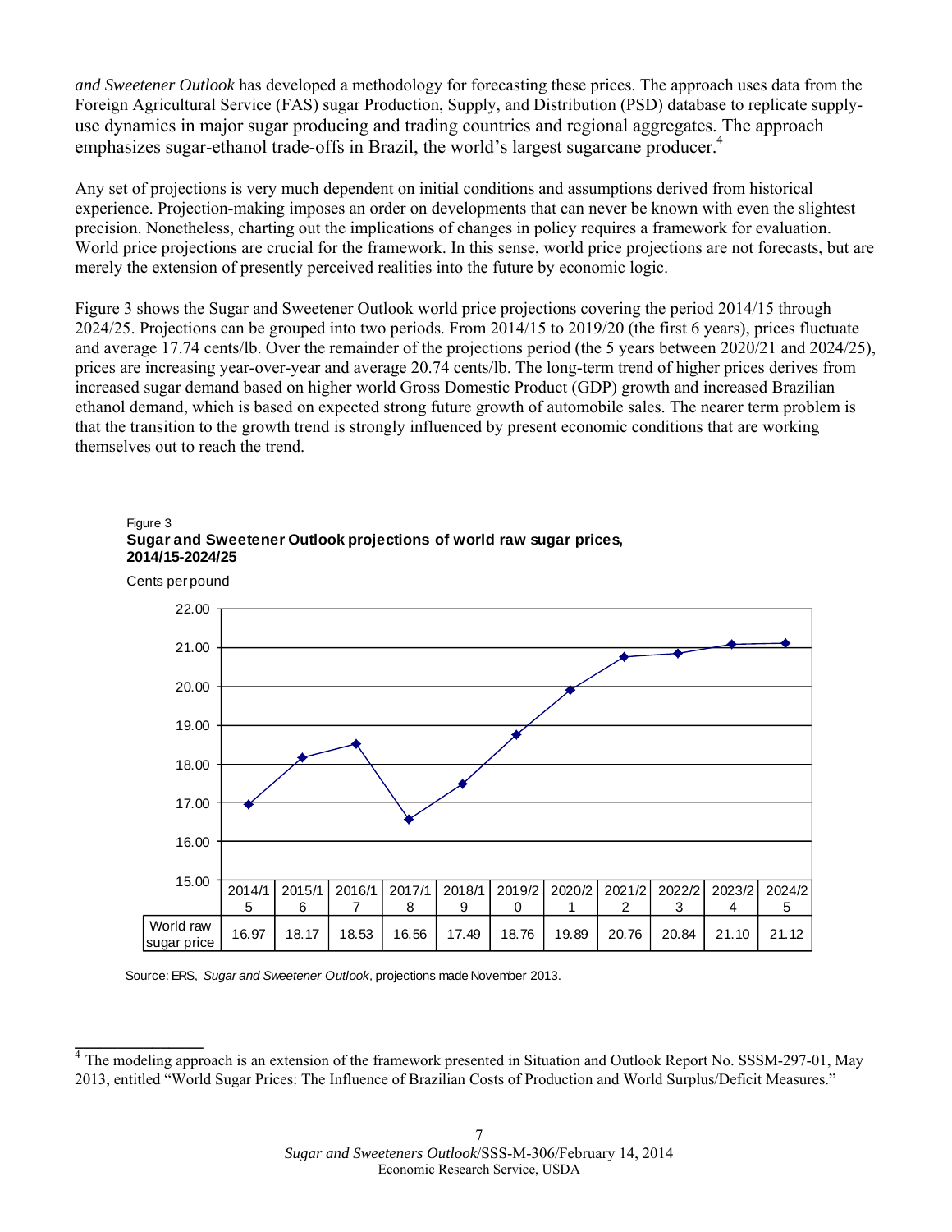*and Sweetener Outlook* has developed a methodology for forecasting these prices. The approach uses data from the Foreign Agricultural Service (FAS) sugar Production, Supply, and Distribution (PSD) database to replicate supply-use dynamics in major sugar producing and trading countries and regional aggregates. The approach emphasizes sugar-ethanol trade-offs in Brazil, the world's largest sugarcane producer.[4]

Any set of projections is very much dependent on initial conditions and assumptions derived from historical experience. Projection-making imposes an order on developments that can never be known with even the slightest precision. Nonetheless, charting out the implications of changes in policy requires a framework for evaluation. World price projections are crucial for the framework. In this sense, world price projections are not forecasts, but are merely the extension of presently perceived realities into the future by economic logic.

Figure 3 shows the Sugar and Sweetener Outlook world price projections covering the period 2014/15 through 2024/25. Projections can be grouped into two periods. From 2014/15 to 2019/20 (the first 6 years), prices fluctuate and average 17.74 cents/lb. Over the remainder of the projections period (the 5 years between 2020/21 and 2024/25), prices are increasing year-over-year and average 20.74 cents/lb. The long-term trend of higher prices derives from increased sugar demand based on higher world Gross Domestic Product (GDP) growth and increased Brazilian ethanol demand, which is based on expected strong future growth of automobile sales. The nearer term problem is that the transition to the growth trend is strongly influenced by present economic conditions that are working themselves out to reach the trend.

Figure 3
**Sugar and Sweetener Outlook projections of world raw sugar prices, 2014/15-2024/25**

Cents per pound

| | 2014/15 | 2015/16 | 2016/17 | 2017/18 | 2018/19 | 2019/20 | 2020/21 | 2021/22 | 2022/23 | 2023/24 | 2024/25 |
|---|---|---|---|---|---|---|---|---|---|---|---|
| World raw sugar price | 16.97 | 18.17 | 18.53 | 16.56 | 17.49 | 18.76 | 19.89 | 20.76 | 20.84 | 21.10 | 21.12 |

Source: ERS, *Sugar and Sweetener Outlook*, projections made November 2013.

---

[4] The modeling approach is an extension of the framework presented in Situation and Outlook Report No. SSSM-297-01, May 2013, entitled "World Sugar Prices: The Influence of Brazilian Costs of Production and World Surplus/Deficit Measures."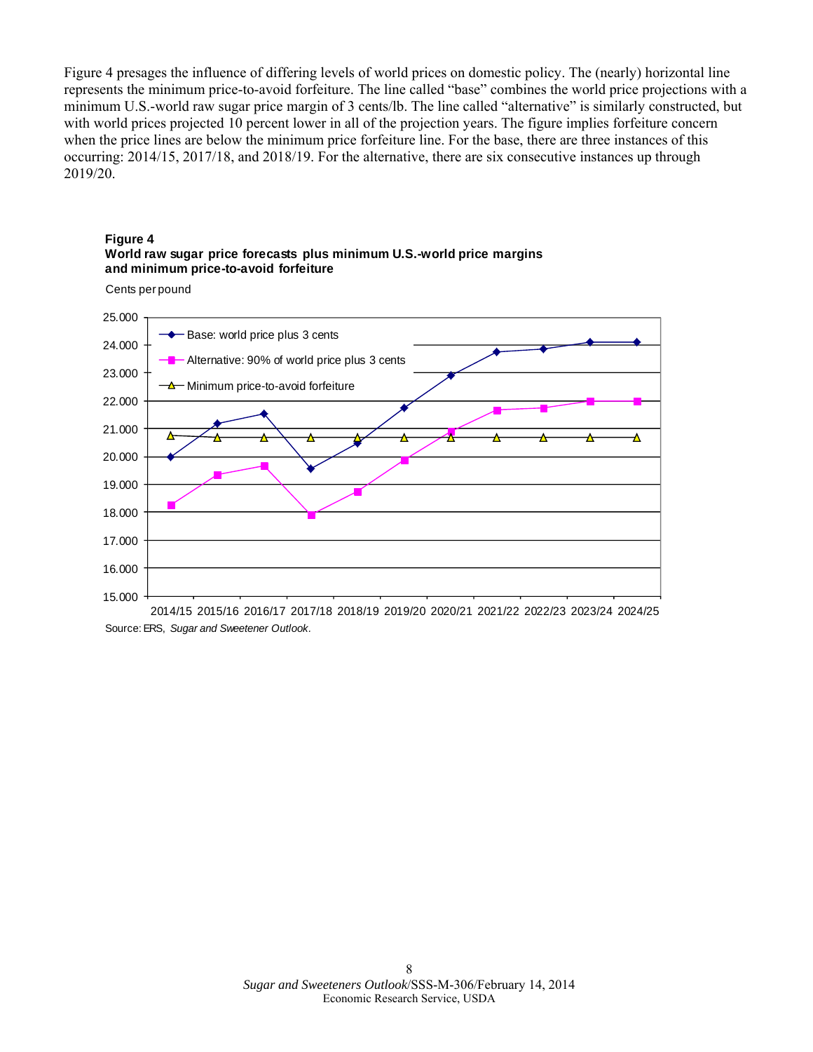Figure 4 presages the influence of differing levels of world prices on domestic policy. The (nearly) horizontal line represents the minimum price-to-avoid forfeiture. The line called "base" combines the world price projections with a minimum U.S.-world raw sugar price margin of 3 cents/lb. The line called "alternative" is similarly constructed, but with world prices projected 10 percent lower in all of the projection years. The figure implies forfeiture concern when the price lines are below the minimum price forfeiture line. For the base, there are three instances of this occurring: 2014/15, 2017/18, and 2018/19. For the alternative, there are six consecutive instances up through 2019/20.

**Figure 4**
**World raw sugar price forecasts plus minimum U.S.-world price margins and minimum price-to-avoid forfeiture**

Cents per pound

Legend: Base: world price plus 3 cents; Alternative: 90% of world price plus 3 cents; Minimum price-to-avoid forfeiture

Y-axis: 15.000 to 25.000. X-axis: 2014/15, 2015/16, 2016/17, 2017/18, 2018/19, 2019/20, 2020/21, 2021/22, 2022/23, 2023/24, 2024/25

Source: ERS, *Sugar and Sweetener Outlook*.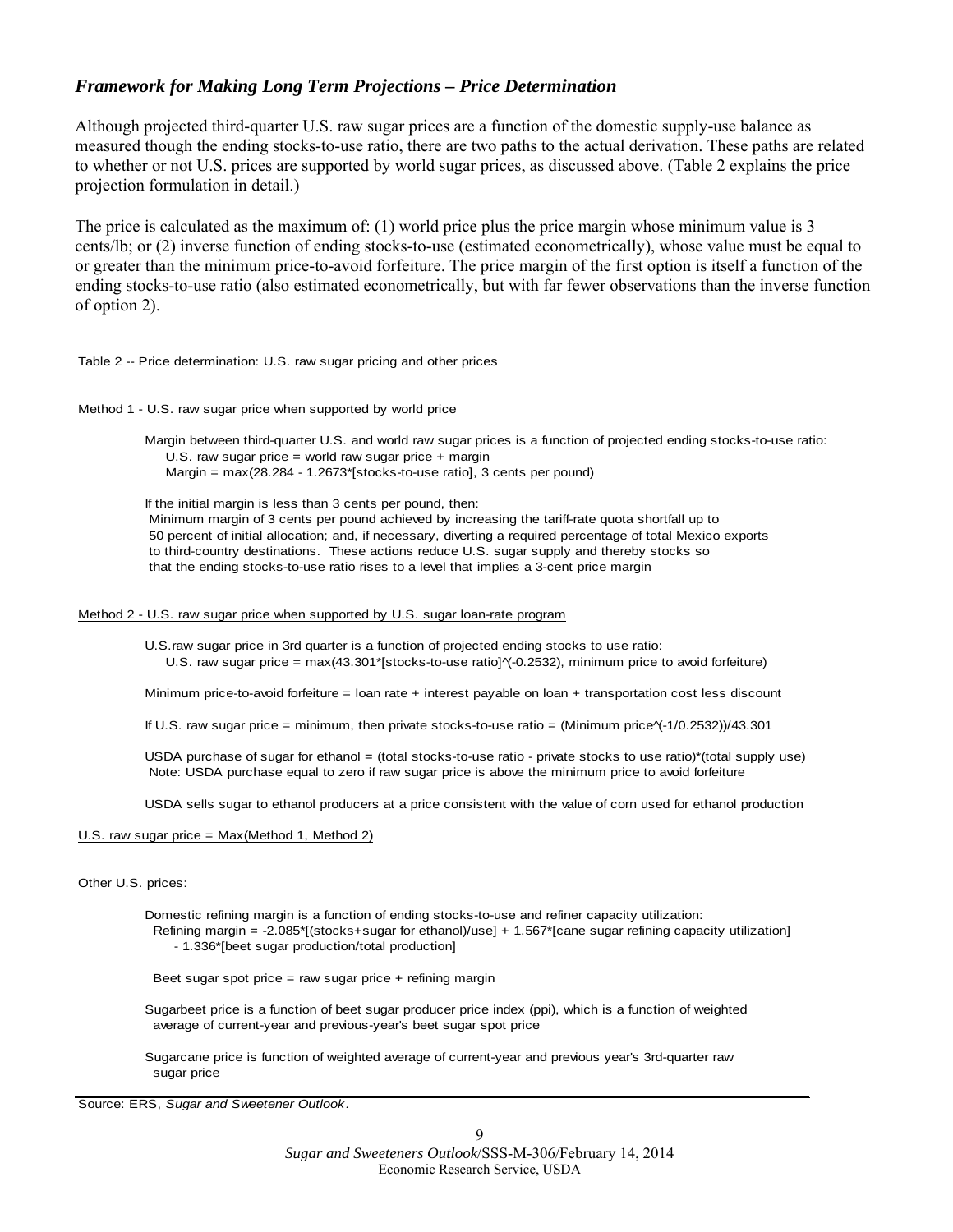### *Framework for Making Long Term Projections – Price Determination*

Although projected third-quarter U.S. raw sugar prices are a function of the domestic supply-use balance as measured though the ending stocks-to-use ratio, there are two paths to the actual derivation. These paths are related to whether or not U.S. prices are supported by world sugar prices, as discussed above. (Table 2 explains the price projection formulation in detail.)

The price is calculated as the maximum of: (1) world price plus the price margin whose minimum value is 3 cents/lb; or (2) inverse function of ending stocks-to-use (estimated econometrically), whose value must be equal to or greater than the minimum price-to-avoid forfeiture. The price margin of the first option is itself a function of the ending stocks-to-use ratio (also estimated econometrically, but with far fewer observations than the inverse function of option 2).

Table 2 -- Price determination: U.S. raw sugar pricing and other prices

Method 1 - U.S. raw sugar price when supported by world price

Margin between third-quarter U.S. and world raw sugar prices is a function of projected ending stocks-to-use ratio:
U.S. raw sugar price = world raw sugar price + margin
Margin = max(28.284 - 1.2673*[stocks-to-use ratio], 3 cents per pound)

If the initial margin is less than 3 cents per pound, then:
Minimum margin of 3 cents per pound achieved by increasing the tariff-rate quota shortfall up to 50 percent of initial allocation; and, if necessary, diverting a required percentage of total Mexico exports to third-country destinations. These actions reduce U.S. sugar supply and thereby stocks so that the ending stocks-to-use ratio rises to a level that implies a 3-cent price margin

Method 2 - U.S. raw sugar price when supported by U.S. sugar loan-rate program

U.S.raw sugar price in 3rd quarter is a function of projected ending stocks to use ratio:
U.S. raw sugar price = max(43.301*[stocks-to-use ratio]^(-0.2532), minimum price to avoid forfeiture)

Minimum price-to-avoid forfeiture = loan rate + interest payable on loan + transportation cost less discount

If U.S. raw sugar price = minimum, then private stocks-to-use ratio = (Minimum price^(-1/0.2532))/43.301

USDA purchase of sugar for ethanol = (total stocks-to-use ratio - private stocks to use ratio)*(total supply use)
Note: USDA purchase equal to zero if raw sugar price is above the minimum price to avoid forfeiture

USDA sells sugar to ethanol producers at a price consistent with the value of corn used for ethanol production

U.S. raw sugar price = Max(Method 1, Method 2)

Other U.S. prices:

Domestic refining margin is a function of ending stocks-to-use and refiner capacity utilization:
Refining margin = -2.085*[(stocks+sugar for ethanol)/use] + 1.567*[cane sugar refining capacity utilization] - 1.336*[beet sugar production/total production]

Beet sugar spot price = raw sugar price + refining margin

Sugarbeet price is a function of beet sugar producer price index (ppi), which is a function of weighted average of current-year and previous-year's beet sugar spot price

Sugarcane price is function of weighted average of current-year and previous year's 3rd-quarter raw sugar price

Source: ERS, *Sugar and Sweetener Outlook*.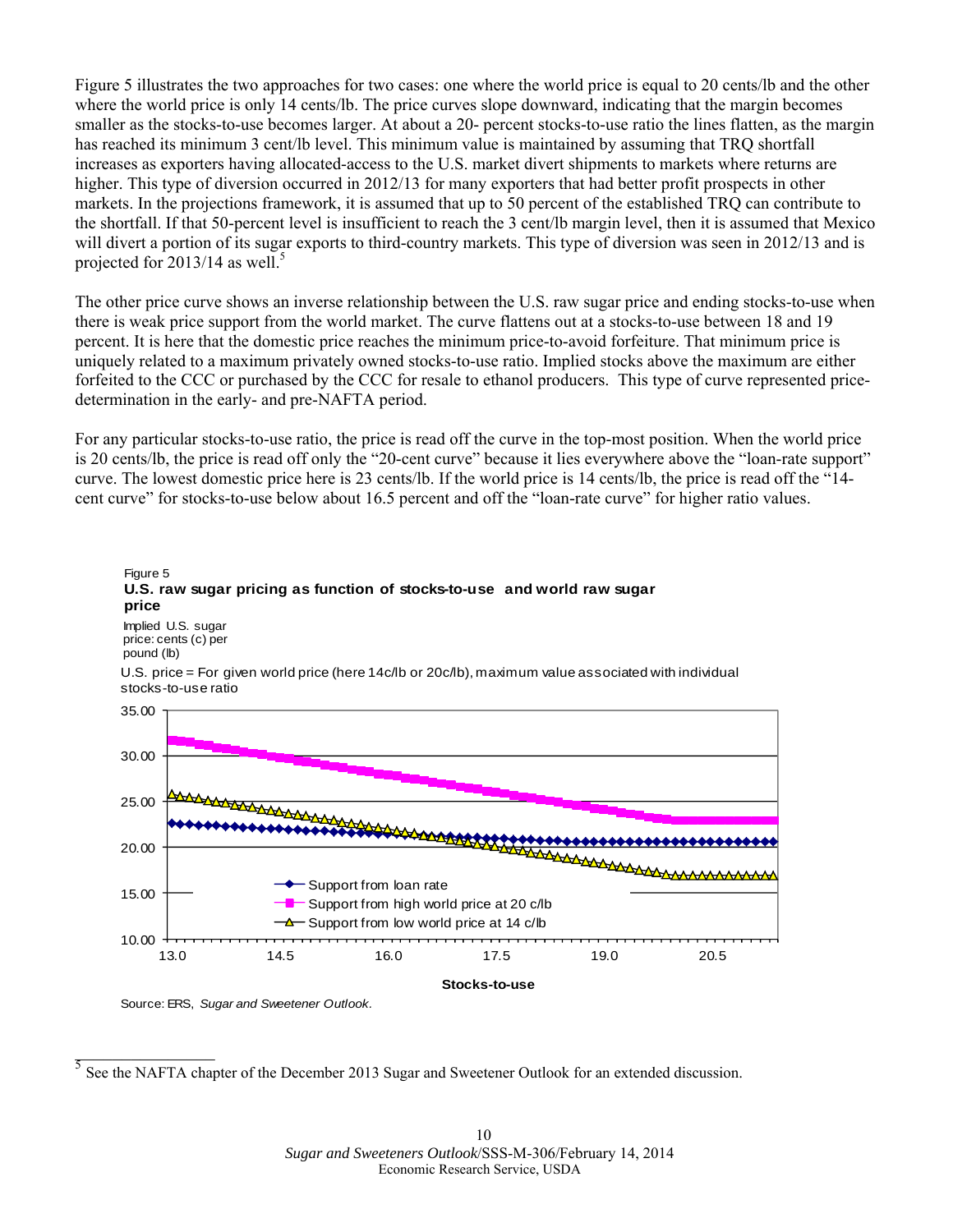Figure 5 illustrates the two approaches for two cases: one where the world price is equal to 20 cents/lb and the other where the world price is only 14 cents/lb. The price curves slope downward, indicating that the margin becomes smaller as the stocks-to-use becomes larger. At about a 20- percent stocks-to-use ratio the lines flatten, as the margin has reached its minimum 3 cent/lb level. This minimum value is maintained by assuming that TRQ shortfall increases as exporters having allocated-access to the U.S. market divert shipments to markets where returns are higher. This type of diversion occurred in 2012/13 for many exporters that had better profit prospects in other markets. In the projections framework, it is assumed that up to 50 percent of the established TRQ can contribute to the shortfall. If that 50-percent level is insufficient to reach the 3 cent/lb margin level, then it is assumed that Mexico will divert a portion of its sugar exports to third-country markets. This type of diversion was seen in 2012/13 and is projected for 2013/14 as well.[5]

The other price curve shows an inverse relationship between the U.S. raw sugar price and ending stocks-to-use when there is weak price support from the world market. The curve flattens out at a stocks-to-use between 18 and 19 percent. It is here that the domestic price reaches the minimum price-to-avoid forfeiture. That minimum price is uniquely related to a maximum privately owned stocks-to-use ratio. Implied stocks above the maximum are either forfeited to the CCC or purchased by the CCC for resale to ethanol producers. This type of curve represented price-determination in the early- and pre-NAFTA period.

For any particular stocks-to-use ratio, the price is read off the curve in the top-most position. When the world price is 20 cents/lb, the price is read off only the "20-cent curve" because it lies everywhere above the "loan-rate support" curve. The lowest domestic price here is 23 cents/lb. If the world price is 14 cents/lb, the price is read off the "14-cent curve" for stocks-to-use below about 16.5 percent and off the "loan-rate curve" for higher ratio values.

Figure 5
**U.S. raw sugar pricing as function of stocks-to-use and world raw sugar price**

Implied U.S. sugar price: cents (c) per pound (lb)

U.S. price = For given world price (here 14c/lb or 20c/lb), maximum value associated with individual stocks-to-use ratio

Source: ERS, *Sugar and Sweetener Outlook*.

[5] See the NAFTA chapter of the December 2013 Sugar and Sweetener Outlook for an extended discussion.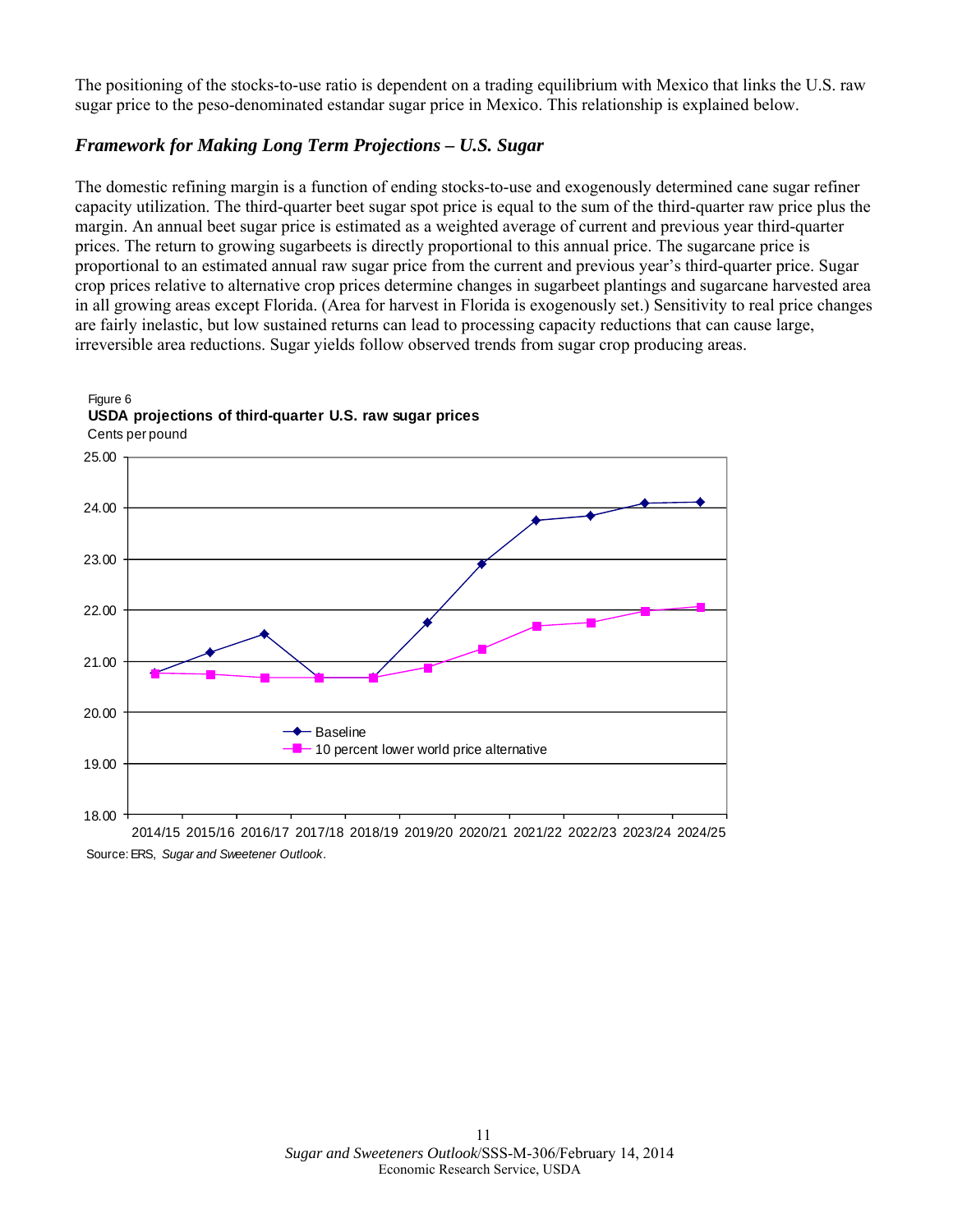The positioning of the stocks-to-use ratio is dependent on a trading equilibrium with Mexico that links the U.S. raw sugar price to the peso-denominated estandar sugar price in Mexico. This relationship is explained below.

### *Framework for Making Long Term Projections – U.S. Sugar*

The domestic refining margin is a function of ending stocks-to-use and exogenously determined cane sugar refiner capacity utilization. The third-quarter beet sugar spot price is equal to the sum of the third-quarter raw price plus the margin. An annual beet sugar price is estimated as a weighted average of current and previous year third-quarter prices. The return to growing sugarbeets is directly proportional to this annual price. The sugarcane price is proportional to an estimated annual raw sugar price from the current and previous year's third-quarter price. Sugar crop prices relative to alternative crop prices determine changes in sugarbeet plantings and sugarcane harvested area in all growing areas except Florida. (Area for harvest in Florida is exogenously set.) Sensitivity to real price changes are fairly inelastic, but low sustained returns can lead to processing capacity reductions that can cause large, irreversible area reductions. Sugar yields follow observed trends from sugar crop producing areas.

Figure 6
**USDA projections of third-quarter U.S. raw sugar prices**
Cents per pound

Source: ERS, *Sugar and Sweetener Outlook*.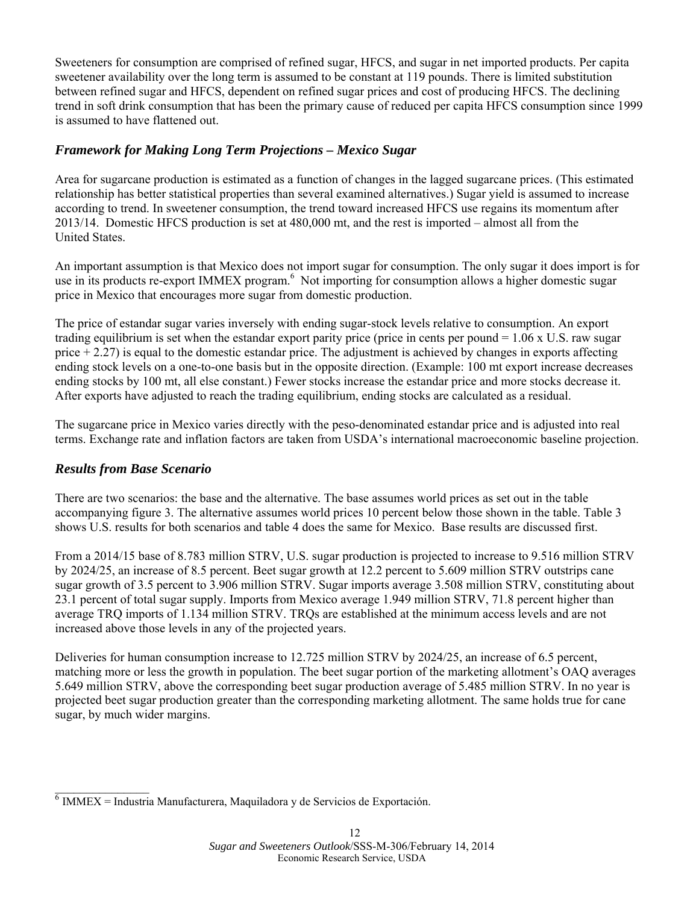Sweeteners for consumption are comprised of refined sugar, HFCS, and sugar in net imported products. Per capita sweetener availability over the long term is assumed to be constant at 119 pounds. There is limited substitution between refined sugar and HFCS, dependent on refined sugar prices and cost of producing HFCS. The declining trend in soft drink consumption that has been the primary cause of reduced per capita HFCS consumption since 1999 is assumed to have flattened out.

### *Framework for Making Long Term Projections – Mexico Sugar*

Area for sugarcane production is estimated as a function of changes in the lagged sugarcane prices. (This estimated relationship has better statistical properties than several examined alternatives.) Sugar yield is assumed to increase according to trend. In sweetener consumption, the trend toward increased HFCS use regains its momentum after 2013/14. Domestic HFCS production is set at 480,000 mt, and the rest is imported – almost all from the United States.

An important assumption is that Mexico does not import sugar for consumption. The only sugar it does import is for use in its products re-export IMMEX program.[6] Not importing for consumption allows a higher domestic sugar price in Mexico that encourages more sugar from domestic production.

The price of estandar sugar varies inversely with ending sugar-stock levels relative to consumption. An export trading equilibrium is set when the estandar export parity price (price in cents per pound = 1.06 x U.S. raw sugar price + 2.27) is equal to the domestic estandar price. The adjustment is achieved by changes in exports affecting ending stock levels on a one-to-one basis but in the opposite direction. (Example: 100 mt export increase decreases ending stocks by 100 mt, all else constant.) Fewer stocks increase the estandar price and more stocks decrease it. After exports have adjusted to reach the trading equilibrium, ending stocks are calculated as a residual.

The sugarcane price in Mexico varies directly with the peso-denominated estandar price and is adjusted into real terms. Exchange rate and inflation factors are taken from USDA's international macroeconomic baseline projection.

### *Results from Base Scenario*

There are two scenarios: the base and the alternative. The base assumes world prices as set out in the table accompanying figure 3. The alternative assumes world prices 10 percent below those shown in the table. Table 3 shows U.S. results for both scenarios and table 4 does the same for Mexico. Base results are discussed first.

From a 2014/15 base of 8.783 million STRV, U.S. sugar production is projected to increase to 9.516 million STRV by 2024/25, an increase of 8.5 percent. Beet sugar growth at 12.2 percent to 5.609 million STRV outstrips cane sugar growth of 3.5 percent to 3.906 million STRV. Sugar imports average 3.508 million STRV, constituting about 23.1 percent of total sugar supply. Imports from Mexico average 1.949 million STRV, 71.8 percent higher than average TRQ imports of 1.134 million STRV. TRQs are established at the minimum access levels and are not increased above those levels in any of the projected years.

Deliveries for human consumption increase to 12.725 million STRV by 2024/25, an increase of 6.5 percent, matching more or less the growth in population. The beet sugar portion of the marketing allotment's OAQ averages 5.649 million STRV, above the corresponding beet sugar production average of 5.485 million STRV. In no year is projected beet sugar production greater than the corresponding marketing allotment. The same holds true for cane sugar, by much wider margins.

---

[6] IMMEX = Industria Manufacturera, Maquiladora y de Servicios de Exportación.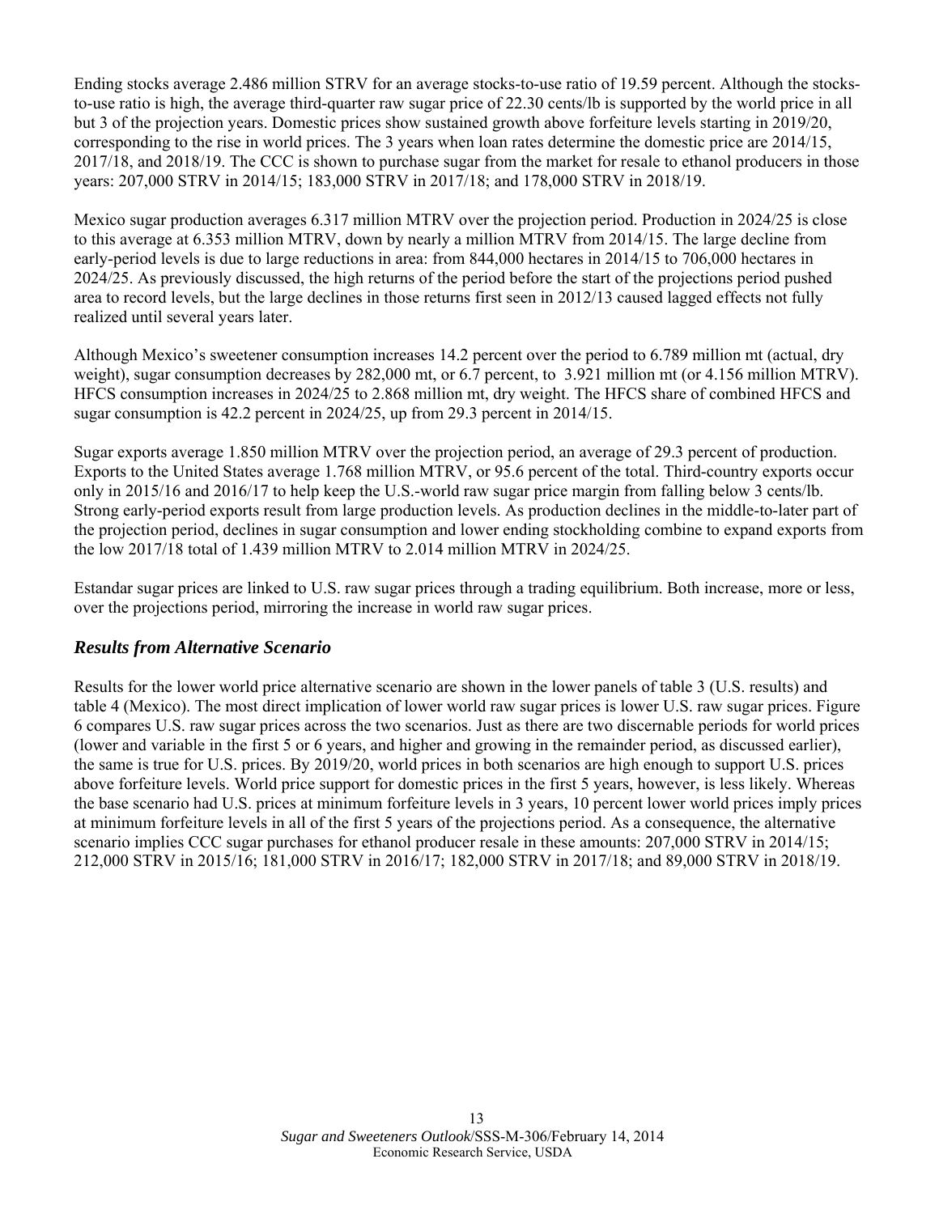Ending stocks average 2.486 million STRV for an average stocks-to-use ratio of 19.59 percent. Although the stocks-to-use ratio is high, the average third-quarter raw sugar price of 22.30 cents/lb is supported by the world price in all but 3 of the projection years. Domestic prices show sustained growth above forfeiture levels starting in 2019/20, corresponding to the rise in world prices. The 3 years when loan rates determine the domestic price are 2014/15, 2017/18, and 2018/19. The CCC is shown to purchase sugar from the market for resale to ethanol producers in those years: 207,000 STRV in 2014/15; 183,000 STRV in 2017/18; and 178,000 STRV in 2018/19.

Mexico sugar production averages 6.317 million MTRV over the projection period. Production in 2024/25 is close to this average at 6.353 million MTRV, down by nearly a million MTRV from 2014/15. The large decline from early-period levels is due to large reductions in area: from 844,000 hectares in 2014/15 to 706,000 hectares in 2024/25. As previously discussed, the high returns of the period before the start of the projections period pushed area to record levels, but the large declines in those returns first seen in 2012/13 caused lagged effects not fully realized until several years later.

Although Mexico's sweetener consumption increases 14.2 percent over the period to 6.789 million mt (actual, dry weight), sugar consumption decreases by 282,000 mt, or 6.7 percent, to 3.921 million mt (or 4.156 million MTRV). HFCS consumption increases in 2024/25 to 2.868 million mt, dry weight. The HFCS share of combined HFCS and sugar consumption is 42.2 percent in 2024/25, up from 29.3 percent in 2014/15.

Sugar exports average 1.850 million MTRV over the projection period, an average of 29.3 percent of production. Exports to the United States average 1.768 million MTRV, or 95.6 percent of the total. Third-country exports occur only in 2015/16 and 2016/17 to help keep the U.S.-world raw sugar price margin from falling below 3 cents/lb. Strong early-period exports result from large production levels. As production declines in the middle-to-later part of the projection period, declines in sugar consumption and lower ending stockholding combine to expand exports from the low 2017/18 total of 1.439 million MTRV to 2.014 million MTRV in 2024/25.

Estandar sugar prices are linked to U.S. raw sugar prices through a trading equilibrium. Both increase, more or less, over the projections period, mirroring the increase in world raw sugar prices.

## *Results from Alternative Scenario*

Results for the lower world price alternative scenario are shown in the lower panels of table 3 (U.S. results) and table 4 (Mexico). The most direct implication of lower world raw sugar prices is lower U.S. raw sugar prices. Figure 6 compares U.S. raw sugar prices across the two scenarios. Just as there are two discernable periods for world prices (lower and variable in the first 5 or 6 years, and higher and growing in the remainder period, as discussed earlier), the same is true for U.S. prices. By 2019/20, world prices in both scenarios are high enough to support U.S. prices above forfeiture levels. World price support for domestic prices in the first 5 years, however, is less likely. Whereas the base scenario had U.S. prices at minimum forfeiture levels in 3 years, 10 percent lower world prices imply prices at minimum forfeiture levels in all of the first 5 years of the projections period. As a consequence, the alternative scenario implies CCC sugar purchases for ethanol producer resale in these amounts: 207,000 STRV in 2014/15; 212,000 STRV in 2015/16; 181,000 STRV in 2016/17; 182,000 STRV in 2017/18; and 89,000 STRV in 2018/19.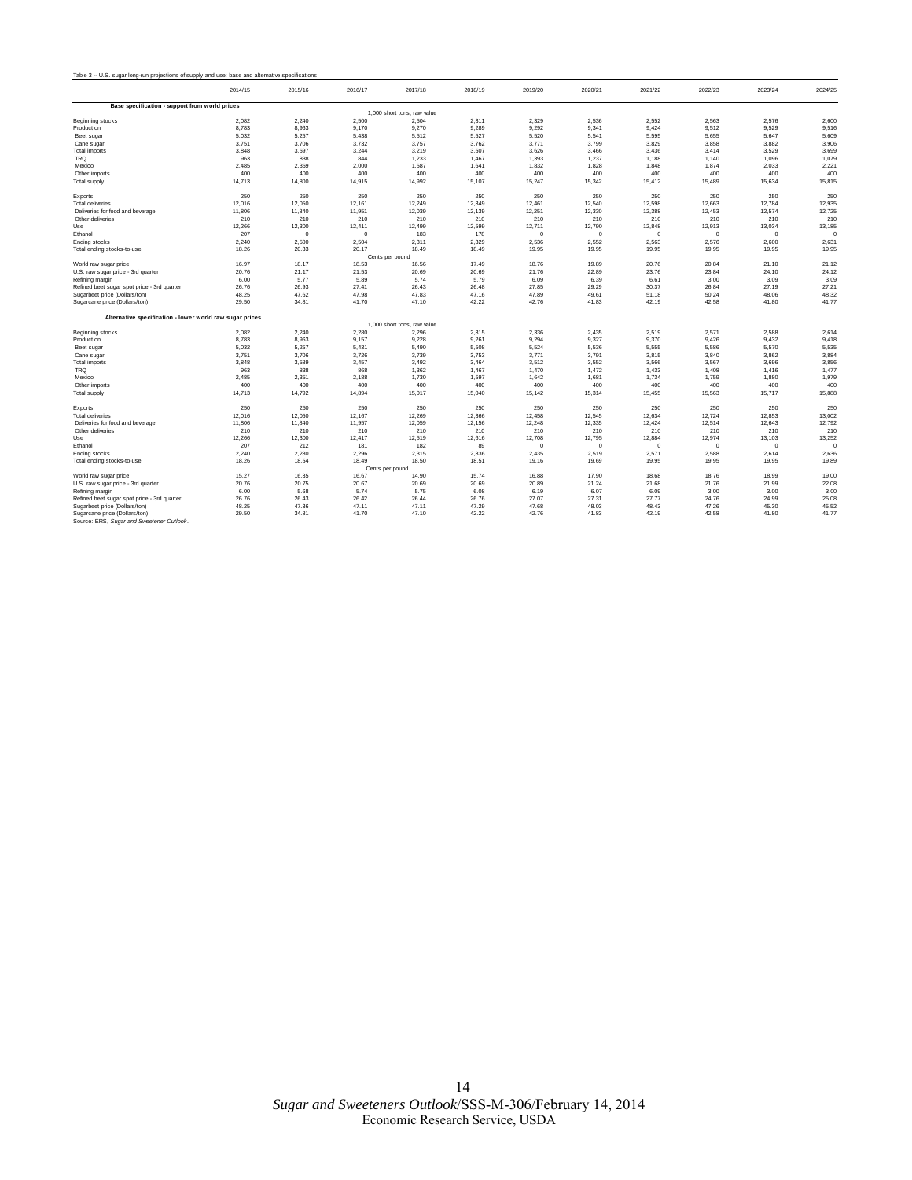Table 3 -- U.S. sugar long-run projections of supply and use: base and alternative specifications

| | 2014/15 | 2015/16 | 2016/17 | 2017/18 | 2018/19 | 2019/20 | 2020/21 | 2021/22 | 2022/23 | 2023/24 | 2024/25 |
|---|---|---|---|---|---|---|---|---|---|---|---|
| **Base specification - support from world prices** | | | | | | | | | | | |
| | | | | 1,000 short tons, raw value | | | | | | | |
| Beginning stocks | 2,082 | 2,240 | 2,500 | 2,504 | 2,311 | 2,329 | 2,536 | 2,552 | 2,563 | 2,576 | 2,600 |
| Production | 8,783 | 8,963 | 9,170 | 9,270 | 9,289 | 9,292 | 9,341 | 9,424 | 9,512 | 9,529 | 9,516 |
| Beet sugar | 5,032 | 5,257 | 5,438 | 5,512 | 5,527 | 5,520 | 5,541 | 5,595 | 5,655 | 5,647 | 5,609 |
| Cane sugar | 3,751 | 3,706 | 3,732 | 3,757 | 3,762 | 3,771 | 3,799 | 3,829 | 3,858 | 3,882 | 3,906 |
| Total imports | 3,848 | 3,597 | 3,244 | 3,219 | 3,507 | 3,626 | 3,466 | 3,436 | 3,414 | 3,529 | 3,699 |
| TRQ | 963 | 838 | 844 | 1,233 | 1,467 | 1,393 | 1,237 | 1,188 | 1,140 | 1,096 | 1,079 |
| Mexico | 2,485 | 2,359 | 2,000 | 1,587 | 1,641 | 1,832 | 1,828 | 1,848 | 1,874 | 2,033 | 2,221 |
| Other imports | 400 | 400 | 400 | 400 | 400 | 400 | 400 | 400 | 400 | 400 | 400 |
| Total supply | 14,713 | 14,800 | 14,915 | 14,992 | 15,107 | 15,247 | 15,342 | 15,412 | 15,489 | 15,634 | 15,815 |
| Exports | 250 | 250 | 250 | 250 | 250 | 250 | 250 | 250 | 250 | 250 | 250 |
| Total deliveries | 12,016 | 12,050 | 12,161 | 12,249 | 12,349 | 12,461 | 12,540 | 12,598 | 12,663 | 12,784 | 12,935 |
| Deliveries for food and beverage | 11,806 | 11,840 | 11,951 | 12,039 | 12,139 | 12,251 | 12,330 | 12,388 | 12,453 | 12,574 | 12,725 |
| Other deliveries | 210 | 210 | 210 | 210 | 210 | 210 | 210 | 210 | 210 | 210 | 210 |
| Use | 12,266 | 12,300 | 12,411 | 12,499 | 12,599 | 12,711 | 12,790 | 12,848 | 12,913 | 13,034 | 13,185 |
| Ethanol | 207 | 0 | 0 | 183 | 178 | 0 | 0 | 0 | 0 | 0 | 0 |
| Ending stocks | 2,240 | 2,500 | 2,504 | 2,311 | 2,329 | 2,536 | 2,552 | 2,563 | 2,576 | 2,600 | 2,631 |
| Total ending stocks-to-use | 18.26 | 20.33 | 20.17 | 18.49 | 18.49 | 19.95 | 19.95 | 19.95 | 19.95 | 19.95 | 19.95 |
| | | | Cents per pound | | | | | | | | |
| World raw sugar price | 16.97 | 18.17 | 18.53 | 16.56 | 17.49 | 18.76 | 19.89 | 20.76 | 20.84 | 21.10 | 21.12 |
| U.S. raw sugar price - 3rd quarter | 20.76 | 21.17 | 21.53 | 20.69 | 20.69 | 21.76 | 22.89 | 23.76 | 23.84 | 24.10 | 24.12 |
| Refining margin | 6.00 | 5.77 | 5.89 | 5.74 | 5.79 | 6.09 | 6.39 | 6.61 | 3.00 | 3.09 | 3.09 |
| Refined beet sugar spot price - 3rd quarter | 26.76 | 26.93 | 27.41 | 26.43 | 26.48 | 27.85 | 29.29 | 30.37 | 26.84 | 27.19 | 27.21 |
| Sugarbeet price (Dollars/ton) | 48.25 | 47.62 | 47.98 | 47.83 | 47.16 | 47.89 | 49.61 | 51.18 | 50.24 | 48.06 | 48.32 |
| Sugarcane price (Dollars/ton) | 29.50 | 34.81 | 41.70 | 47.10 | 42.22 | 42.76 | 41.83 | 42.19 | 42.58 | 41.80 | 41.77 |
| **Alternative specification - lower world raw sugar prices** | | | | | | | | | | | |
| | | | | 1,000 short tons, raw value | | | | | | | |
| Beginning stocks | 2,082 | 2,240 | 2,280 | 2,296 | 2,315 | 2,336 | 2,435 | 2,519 | 2,571 | 2,588 | 2,614 |
| Production | 8,783 | 8,963 | 9,157 | 9,228 | 9,261 | 9,294 | 9,327 | 9,370 | 9,426 | 9,432 | 9,418 |
| Beet sugar | 5,032 | 5,257 | 5,431 | 5,490 | 5,508 | 5,524 | 5,536 | 5,555 | 5,586 | 5,570 | 5,535 |
| Cane sugar | 3,751 | 3,706 | 3,726 | 3,739 | 3,753 | 3,771 | 3,791 | 3,815 | 3,840 | 3,862 | 3,884 |
| Total imports | 3,848 | 3,589 | 3,457 | 3,492 | 3,464 | 3,512 | 3,552 | 3,566 | 3,567 | 3,696 | 3,856 |
| TRQ | 963 | 838 | 868 | 1,362 | 1,467 | 1,470 | 1,472 | 1,433 | 1,408 | 1,416 | 1,477 |
| Mexico | 2,485 | 2,351 | 2,188 | 1,730 | 1,597 | 1,642 | 1,681 | 1,734 | 1,759 | 1,880 | 1,979 |
| Other imports | 400 | 400 | 400 | 400 | 400 | 400 | 400 | 400 | 400 | 400 | 400 |
| Total supply | 14,713 | 14,792 | 14,894 | 15,017 | 15,040 | 15,142 | 15,314 | 15,455 | 15,563 | 15,717 | 15,888 |
| Exports | 250 | 250 | 250 | 250 | 250 | 250 | 250 | 250 | 250 | 250 | 250 |
| Total deliveries | 12,016 | 12,050 | 12,167 | 12,269 | 12,366 | 12,458 | 12,545 | 12,634 | 12,724 | 12,853 | 13,002 |
| Deliveries for food and beverage | 11,806 | 11,840 | 11,957 | 12,059 | 12,156 | 12,248 | 12,335 | 12,424 | 12,514 | 12,643 | 12,792 |
| Other deliveries | 210 | 210 | 210 | 210 | 210 | 210 | 210 | 210 | 210 | 210 | 210 |
| Use | 12,266 | 12,300 | 12,417 | 12,519 | 12,616 | 12,708 | 12,795 | 12,884 | 12,974 | 13,103 | 13,252 |
| Ethanol | 207 | 212 | 181 | 182 | 89 | 0 | 0 | 0 | 0 | 0 | 0 |
| Ending stocks | 2,240 | 2,280 | 2,296 | 2,315 | 2,336 | 2,435 | 2,519 | 2,571 | 2,588 | 2,614 | 2,636 |
| Total ending stocks-to-use | 18.26 | 18.54 | 18.49 | 18.50 | 18.51 | 19.16 | 19.69 | 19.95 | 19.95 | 19.95 | 19.89 |
| | | | Cents per pound | | | | | | | | |
| World raw sugar price | 15.27 | 16.35 | 16.67 | 14.90 | 15.74 | 16.88 | 17.90 | 18.68 | 18.76 | 18.99 | 19.00 |
| U.S. raw sugar price - 3rd quarter | 20.76 | 20.75 | 20.67 | 20.69 | 20.69 | 20.89 | 21.24 | 21.68 | 21.76 | 21.99 | 22.08 |
| Refining margin | 6.00 | 5.68 | 5.74 | 5.75 | 6.08 | 6.19 | 6.07 | 6.09 | 3.00 | 3.00 | 3.00 |
| Refined beet sugar spot price - 3rd quarter | 26.76 | 26.43 | 26.42 | 26.44 | 26.76 | 27.07 | 27.31 | 27.77 | 24.76 | 24.99 | 25.08 |
| Sugarbeet price (Dollars/ton) | 48.25 | 47.36 | 47.11 | 47.11 | 47.29 | 47.68 | 48.03 | 48.43 | 47.26 | 45.30 | 45.52 |
| Sugarcane price (Dollars/ton) | 29.50 | 34.81 | 41.70 | 47.10 | 42.22 | 42.76 | 41.83 | 42.19 | 42.58 | 41.80 | 41.77 |

Source: ERS, *Sugar and Sweetener Outlook*.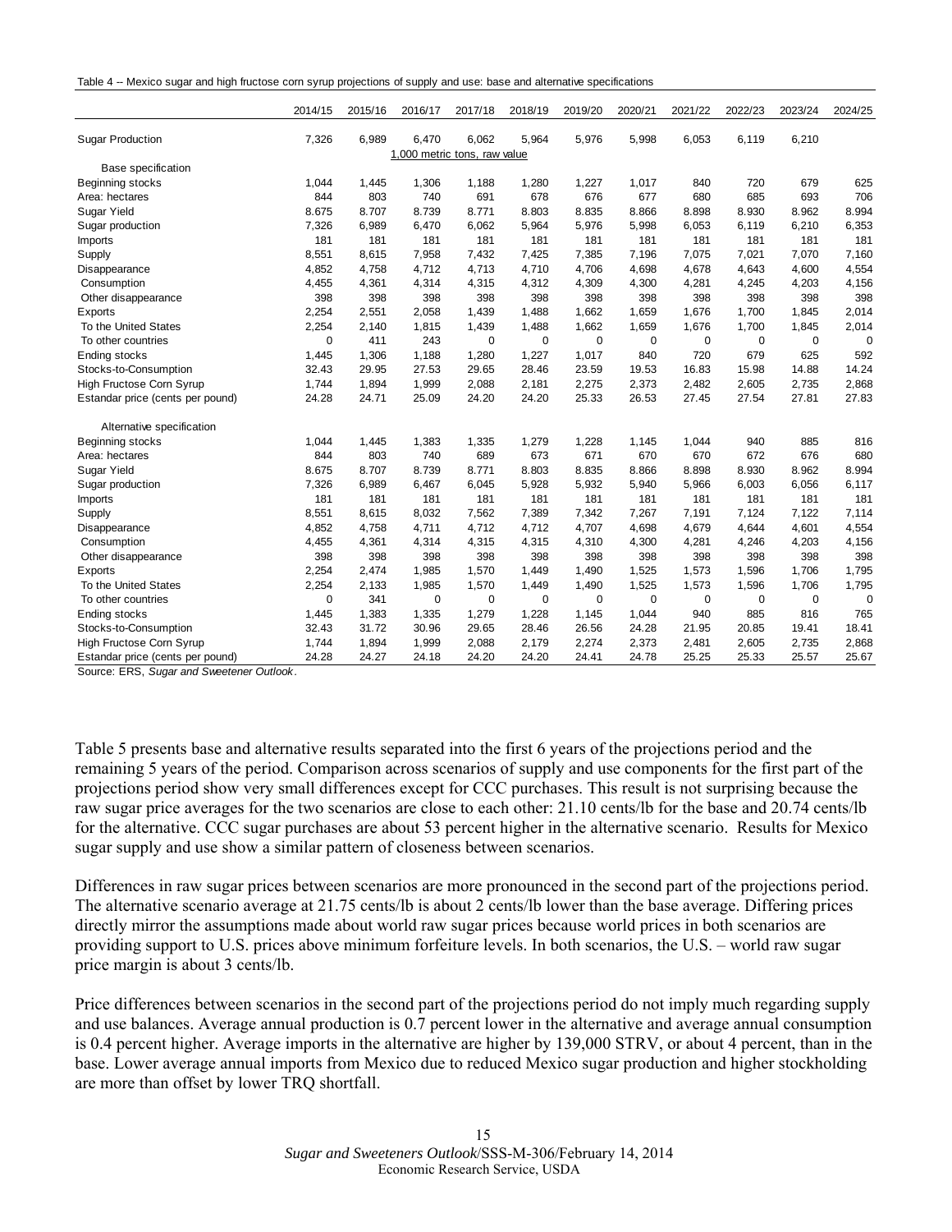Table 4 -- Mexico sugar and high fructose corn syrup projections of supply and use: base and alternative specifications

| | 2014/15 | 2015/16 | 2016/17 | 2017/18 | 2018/19 | 2019/20 | 2020/21 | 2021/22 | 2022/23 | 2023/24 | 2024/25 |
|---|---|---|---|---|---|---|---|---|---|---|---|
| Sugar Production | 7,326 | 6,989 | 6,470 | 6,062 | 5,964 | 5,976 | 5,998 | 6,053 | 6,119 | 6,210 | |
| | | | 1,000 metric tons, raw value | | | | | | | | |
| Base specification | | | | | | | | | | | |
| Beginning stocks | 1,044 | 1,445 | 1,306 | 1,188 | 1,280 | 1,227 | 1,017 | 840 | 720 | 679 | 625 |
| Area: hectares | 844 | 803 | 740 | 691 | 678 | 676 | 677 | 680 | 685 | 693 | 706 |
| Sugar Yield | 8.675 | 8.707 | 8.739 | 8.771 | 8.803 | 8.835 | 8.866 | 8.898 | 8.930 | 8.962 | 8.994 |
| Sugar production | 7,326 | 6,989 | 6,470 | 6,062 | 5,964 | 5,976 | 5,998 | 6,053 | 6,119 | 6,210 | 6,353 |
| Imports | 181 | 181 | 181 | 181 | 181 | 181 | 181 | 181 | 181 | 181 | 181 |
| Supply | 8,551 | 8,615 | 7,958 | 7,432 | 7,425 | 7,385 | 7,196 | 7,075 | 7,021 | 7,070 | 7,160 |
| Disappearance | 4,852 | 4,758 | 4,712 | 4,713 | 4,710 | 4,706 | 4,698 | 4,678 | 4,643 | 4,600 | 4,554 |
| Consumption | 4,455 | 4,361 | 4,314 | 4,315 | 4,312 | 4,309 | 4,300 | 4,281 | 4,245 | 4,203 | 4,156 |
| Other disappearance | 398 | 398 | 398 | 398 | 398 | 398 | 398 | 398 | 398 | 398 | 398 |
| Exports | 2,254 | 2,551 | 2,058 | 1,439 | 1,488 | 1,662 | 1,659 | 1,676 | 1,700 | 1,845 | 2,014 |
| To the United States | 2,254 | 2,140 | 1,815 | 1,439 | 1,488 | 1,662 | 1,659 | 1,676 | 1,700 | 1,845 | 2,014 |
| To other countries | 0 | 411 | 243 | 0 | 0 | 0 | 0 | 0 | 0 | 0 | 0 |
| Ending stocks | 1,445 | 1,306 | 1,188 | 1,280 | 1,227 | 1,017 | 840 | 720 | 679 | 625 | 592 |
| Stocks-to-Consumption | 32.43 | 29.95 | 27.53 | 29.65 | 28.46 | 23.59 | 19.53 | 16.83 | 15.98 | 14.88 | 14.24 |
| High Fructose Corn Syrup | 1,744 | 1,894 | 1,999 | 2,088 | 2,181 | 2,275 | 2,373 | 2,482 | 2,605 | 2,735 | 2,868 |
| Estandar price (cents per pound) | 24.28 | 24.71 | 25.09 | 24.20 | 24.20 | 25.33 | 26.53 | 27.45 | 27.54 | 27.81 | 27.83 |
| Alternative specification | | | | | | | | | | | |
| Beginning stocks | 1,044 | 1,445 | 1,383 | 1,335 | 1,279 | 1,228 | 1,145 | 1,044 | 940 | 885 | 816 |
| Area: hectares | 844 | 803 | 740 | 689 | 673 | 671 | 670 | 670 | 672 | 676 | 680 |
| Sugar Yield | 8.675 | 8.707 | 8.739 | 8.771 | 8.803 | 8.835 | 8.866 | 8.898 | 8.930 | 8.962 | 8.994 |
| Sugar production | 7,326 | 6,989 | 6,467 | 6,045 | 5,928 | 5,932 | 5,940 | 5,966 | 6,003 | 6,056 | 6,117 |
| Imports | 181 | 181 | 181 | 181 | 181 | 181 | 181 | 181 | 181 | 181 | 181 |
| Supply | 8,551 | 8,615 | 8,032 | 7,562 | 7,389 | 7,342 | 7,267 | 7,191 | 7,124 | 7,122 | 7,114 |
| Disappearance | 4,852 | 4,758 | 4,711 | 4,712 | 4,712 | 4,707 | 4,698 | 4,679 | 4,644 | 4,601 | 4,554 |
| Consumption | 4,455 | 4,361 | 4,314 | 4,315 | 4,315 | 4,310 | 4,300 | 4,281 | 4,246 | 4,203 | 4,156 |
| Other disappearance | 398 | 398 | 398 | 398 | 398 | 398 | 398 | 398 | 398 | 398 | 398 |
| Exports | 2,254 | 2,474 | 1,985 | 1,570 | 1,449 | 1,490 | 1,525 | 1,573 | 1,596 | 1,706 | 1,795 |
| To the United States | 2,254 | 2,133 | 1,985 | 1,570 | 1,449 | 1,490 | 1,525 | 1,573 | 1,596 | 1,706 | 1,795 |
| To other countries | 0 | 341 | 0 | 0 | 0 | 0 | 0 | 0 | 0 | 0 | 0 |
| Ending stocks | 1,445 | 1,383 | 1,335 | 1,279 | 1,228 | 1,145 | 1,044 | 940 | 885 | 816 | 765 |
| Stocks-to-Consumption | 32.43 | 31.72 | 30.96 | 29.65 | 28.46 | 26.56 | 24.28 | 21.95 | 20.85 | 19.41 | 18.41 |
| High Fructose Corn Syrup | 1,744 | 1,894 | 1,999 | 2,088 | 2,179 | 2,274 | 2,373 | 2,481 | 2,605 | 2,735 | 2,868 |
| Estandar price (cents per pound) | 24.28 | 24.27 | 24.18 | 24.20 | 24.20 | 24.41 | 24.78 | 25.25 | 25.33 | 25.57 | 25.67 |

Source: ERS, *Sugar and Sweetener Outlook*.

Table 5 presents base and alternative results separated into the first 6 years of the projections period and the remaining 5 years of the period. Comparison across scenarios of supply and use components for the first part of the projections period show very small differences except for CCC purchases. This result is not surprising because the raw sugar price averages for the two scenarios are close to each other: 21.10 cents/lb for the base and 20.74 cents/lb for the alternative. CCC sugar purchases are about 53 percent higher in the alternative scenario. Results for Mexico sugar supply and use show a similar pattern of closeness between scenarios.

Differences in raw sugar prices between scenarios are more pronounced in the second part of the projections period. The alternative scenario average at 21.75 cents/lb is about 2 cents/lb lower than the base average. Differing prices directly mirror the assumptions made about world raw sugar prices because world prices in both scenarios are providing support to U.S. prices above minimum forfeiture levels. In both scenarios, the U.S. – world raw sugar price margin is about 3 cents/lb.

Price differences between scenarios in the second part of the projections period do not imply much regarding supply and use balances. Average annual production is 0.7 percent lower in the alternative and average annual consumption is 0.4 percent higher. Average imports in the alternative are higher by 139,000 STRV, or about 4 percent, than in the base. Lower average annual imports from Mexico due to reduced Mexico sugar production and higher stockholding are more than offset by lower TRQ shortfall.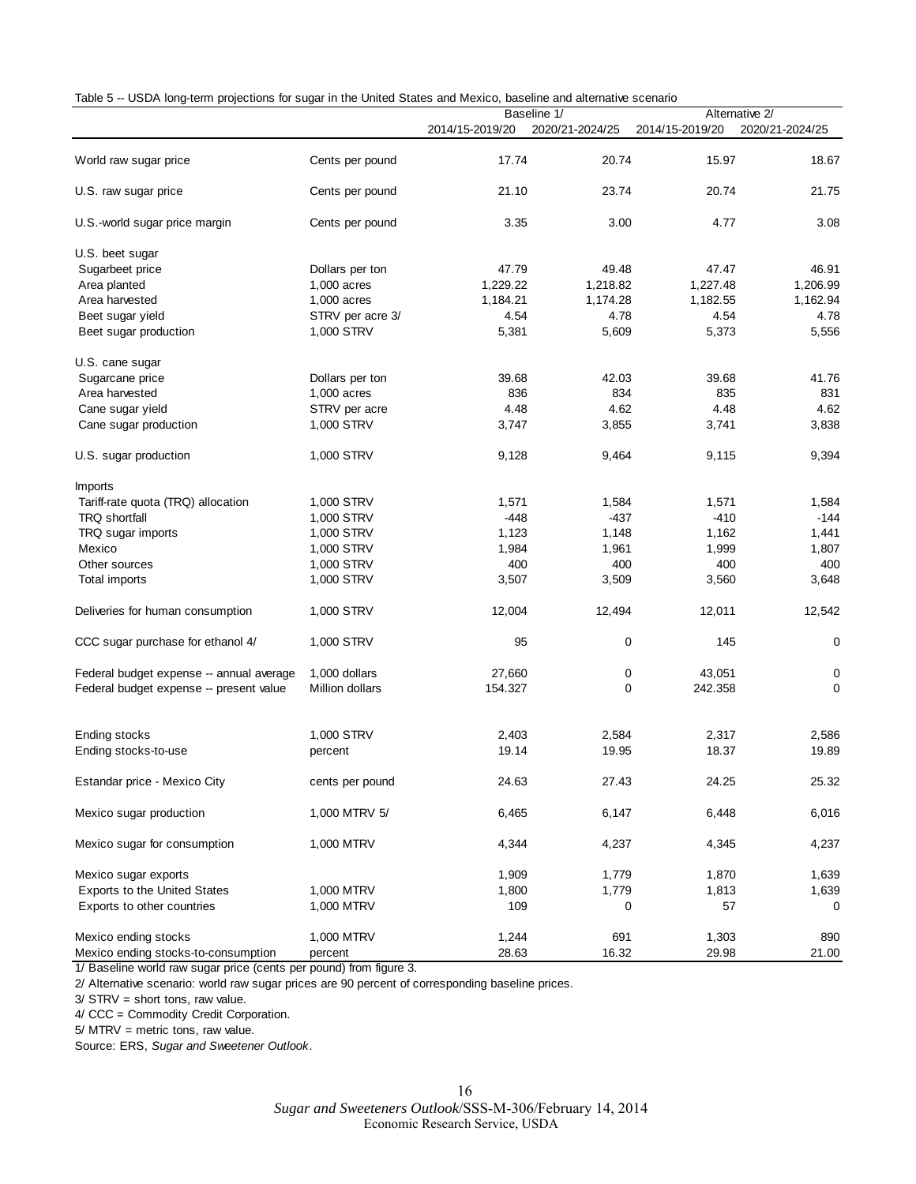Table 5 -- USDA long-term projections for sugar in the United States and Mexico, baseline and alternative scenario

| | | Baseline 1/ | | Alternative 2/ | |
|---|---|---|---|---|---|
| | | 2014/15-2019/20 | 2020/21-2024/25 | 2014/15-2019/20 | 2020/21-2024/25 |
| World raw sugar price | Cents per pound | 17.74 | 20.74 | 15.97 | 18.67 |
| U.S. raw sugar price | Cents per pound | 21.10 | 23.74 | 20.74 | 21.75 |
| U.S.-world sugar price margin | Cents per pound | 3.35 | 3.00 | 4.77 | 3.08 |
| U.S. beet sugar | | | | | |
| Sugarbeet price | Dollars per ton | 47.79 | 49.48 | 47.47 | 46.91 |
| Area planted | 1,000 acres | 1,229.22 | 1,218.82 | 1,227.48 | 1,206.99 |
| Area harvested | 1,000 acres | 1,184.21 | 1,174.28 | 1,182.55 | 1,162.94 |
| Beet sugar yield | STRV per acre 3/ | 4.54 | 4.78 | 4.54 | 4.78 |
| Beet sugar production | 1,000 STRV | 5,381 | 5,609 | 5,373 | 5,556 |
| U.S. cane sugar | | | | | |
| Sugarcane price | Dollars per ton | 39.68 | 42.03 | 39.68 | 41.76 |
| Area harvested | 1,000 acres | 836 | 834 | 835 | 831 |
| Cane sugar yield | STRV per acre | 4.48 | 4.62 | 4.48 | 4.62 |
| Cane sugar production | 1,000 STRV | 3,747 | 3,855 | 3,741 | 3,838 |
| U.S. sugar production | 1,000 STRV | 9,128 | 9,464 | 9,115 | 9,394 |
| Imports | | | | | |
| Tariff-rate quota (TRQ) allocation | 1,000 STRV | 1,571 | 1,584 | 1,571 | 1,584 |
| TRQ shortfall | 1,000 STRV | -448 | -437 | -410 | -144 |
| TRQ sugar imports | 1,000 STRV | 1,123 | 1,148 | 1,162 | 1,441 |
| Mexico | 1,000 STRV | 1,984 | 1,961 | 1,999 | 1,807 |
| Other sources | 1,000 STRV | 400 | 400 | 400 | 400 |
| Total imports | 1,000 STRV | 3,507 | 3,509 | 3,560 | 3,648 |
| Deliveries for human consumption | 1,000 STRV | 12,004 | 12,494 | 12,011 | 12,542 |
| CCC sugar purchase for ethanol 4/ | 1,000 STRV | 95 | 0 | 145 | 0 |
| Federal budget expense -- annual average | 1,000 dollars | 27,660 | 0 | 43,051 | 0 |
| Federal budget expense -- present value | Million dollars | 154.327 | 0 | 242.358 | 0 |
| Ending stocks | 1,000 STRV | 2,403 | 2,584 | 2,317 | 2,586 |
| Ending stocks-to-use | percent | 19.14 | 19.95 | 18.37 | 19.89 |
| Estandar price - Mexico City | cents per pound | 24.63 | 27.43 | 24.25 | 25.32 |
| Mexico sugar production | 1,000 MTRV 5/ | 6,465 | 6,147 | 6,448 | 6,016 |
| Mexico sugar for consumption | 1,000 MTRV | 4,344 | 4,237 | 4,345 | 4,237 |
| Mexico sugar exports | | 1,909 | 1,779 | 1,870 | 1,639 |
| Exports to the United States | 1,000 MTRV | 1,800 | 1,779 | 1,813 | 1,639 |
| Exports to other countries | 1,000 MTRV | 109 | 0 | 57 | 0 |
| Mexico ending stocks | 1,000 MTRV | 1,244 | 691 | 1,303 | 890 |
| Mexico ending stocks-to-consumption | percent | 28.63 | 16.32 | 29.98 | 21.00 |

1/ Baseline world raw sugar price (cents per pound) from figure 3.

2/ Alternative scenario: world raw sugar prices are 90 percent of corresponding baseline prices.

3/ STRV = short tons, raw value.

4/ CCC = Commodity Credit Corporation.

5/ MTRV = metric tons, raw value.

Source: ERS, *Sugar and Sweetener Outlook*.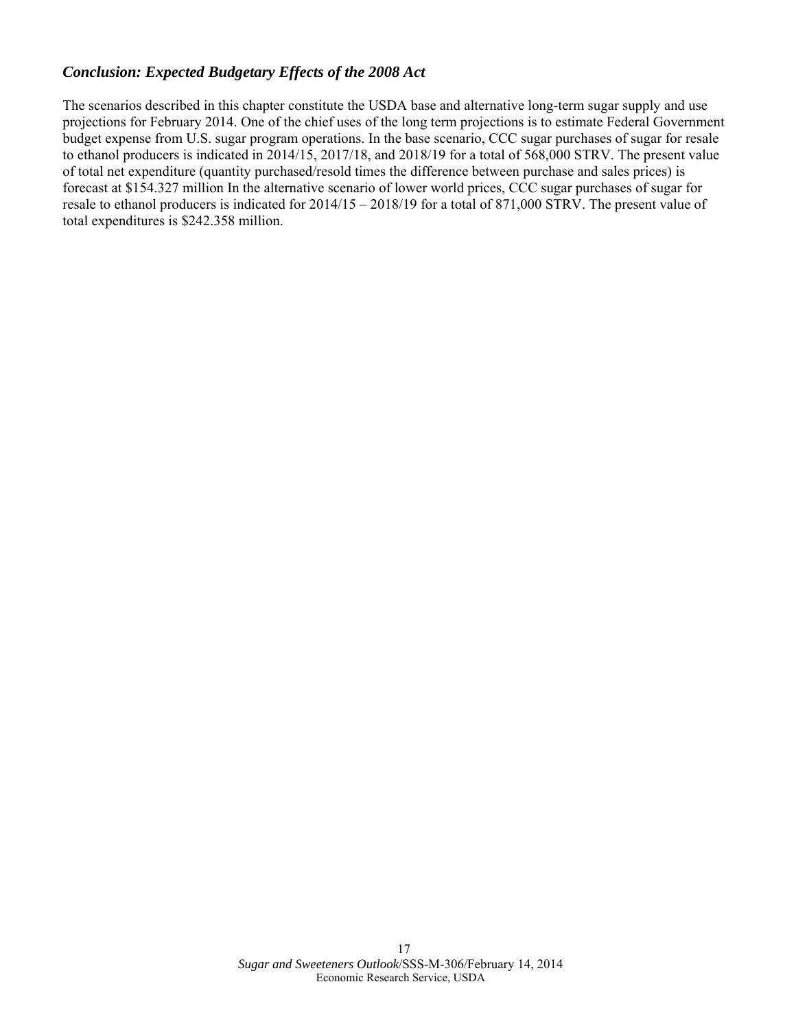### *Conclusion: Expected Budgetary Effects of the 2008 Act*

The scenarios described in this chapter constitute the USDA base and alternative long-term sugar supply and use projections for February 2014. One of the chief uses of the long term projections is to estimate Federal Government budget expense from U.S. sugar program operations. In the base scenario, CCC sugar purchases of sugar for resale to ethanol producers is indicated in 2014/15, 2017/18, and 2018/19 for a total of 568,000 STRV. The present value of total net expenditure (quantity purchased/resold times the difference between purchase and sales prices) is forecast at $154.327 million In the alternative scenario of lower world prices, CCC sugar purchases of sugar for resale to ethanol producers is indicated for 2014/15 – 2018/19 for a total of 871,000 STRV. The present value of total expenditures is $242.358 million.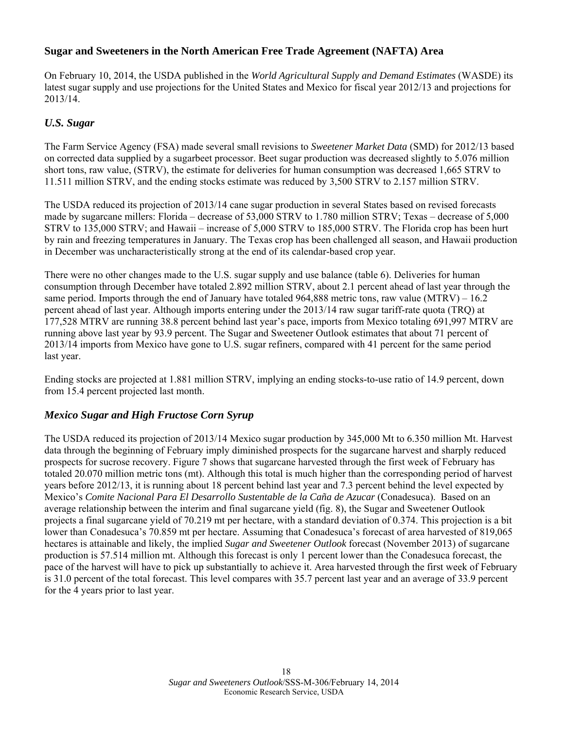## Sugar and Sweeteners in the North American Free Trade Agreement (NAFTA) Area

On February 10, 2014, the USDA published in the *World Agricultural Supply and Demand Estimates* (WASDE) its latest sugar supply and use projections for the United States and Mexico for fiscal year 2012/13 and projections for 2013/14.

### *U.S. Sugar*

The Farm Service Agency (FSA) made several small revisions to *Sweetener Market Data* (SMD) for 2012/13 based on corrected data supplied by a sugarbeet processor. Beet sugar production was decreased slightly to 5.076 million short tons, raw value, (STRV), the estimate for deliveries for human consumption was decreased 1,665 STRV to 11.511 million STRV, and the ending stocks estimate was reduced by 3,500 STRV to 2.157 million STRV.

The USDA reduced its projection of 2013/14 cane sugar production in several States based on revised forecasts made by sugarcane millers: Florida – decrease of 53,000 STRV to 1.780 million STRV; Texas – decrease of 5,000 STRV to 135,000 STRV; and Hawaii – increase of 5,000 STRV to 185,000 STRV. The Florida crop has been hurt by rain and freezing temperatures in January. The Texas crop has been challenged all season, and Hawaii production in December was uncharacteristically strong at the end of its calendar-based crop year.

There were no other changes made to the U.S. sugar supply and use balance (table 6). Deliveries for human consumption through December have totaled 2.892 million STRV, about 2.1 percent ahead of last year through the same period. Imports through the end of January have totaled 964,888 metric tons, raw value (MTRV) – 16.2 percent ahead of last year. Although imports entering under the 2013/14 raw sugar tariff-rate quota (TRQ) at 177,528 MTRV are running 38.8 percent behind last year's pace, imports from Mexico totaling 691,997 MTRV are running above last year by 93.9 percent. The Sugar and Sweetener Outlook estimates that about 71 percent of 2013/14 imports from Mexico have gone to U.S. sugar refiners, compared with 41 percent for the same period last year.

Ending stocks are projected at 1.881 million STRV, implying an ending stocks-to-use ratio of 14.9 percent, down from 15.4 percent projected last month.

### *Mexico Sugar and High Fructose Corn Syrup*

The USDA reduced its projection of 2013/14 Mexico sugar production by 345,000 Mt to 6.350 million Mt. Harvest data through the beginning of February imply diminished prospects for the sugarcane harvest and sharply reduced prospects for sucrose recovery. Figure 7 shows that sugarcane harvested through the first week of February has totaled 20.070 million metric tons (mt). Although this total is much higher than the corresponding period of harvest years before 2012/13, it is running about 18 percent behind last year and 7.3 percent behind the level expected by Mexico's *Comite Nacional Para El Desarrollo Sustentable de la Caña de Azucar* (Conadesuca). Based on an average relationship between the interim and final sugarcane yield (fig. 8), the Sugar and Sweetener Outlook projects a final sugarcane yield of 70.219 mt per hectare, with a standard deviation of 0.374. This projection is a bit lower than Conadesuca's 70.859 mt per hectare. Assuming that Conadesuca's forecast of area harvested of 819,065 hectares is attainable and likely, the implied *Sugar and Sweetener Outlook* forecast (November 2013) of sugarcane production is 57.514 million mt. Although this forecast is only 1 percent lower than the Conadesuca forecast, the pace of the harvest will have to pick up substantially to achieve it. Area harvested through the first week of February is 31.0 percent of the total forecast. This level compares with 35.7 percent last year and an average of 33.9 percent for the 4 years prior to last year.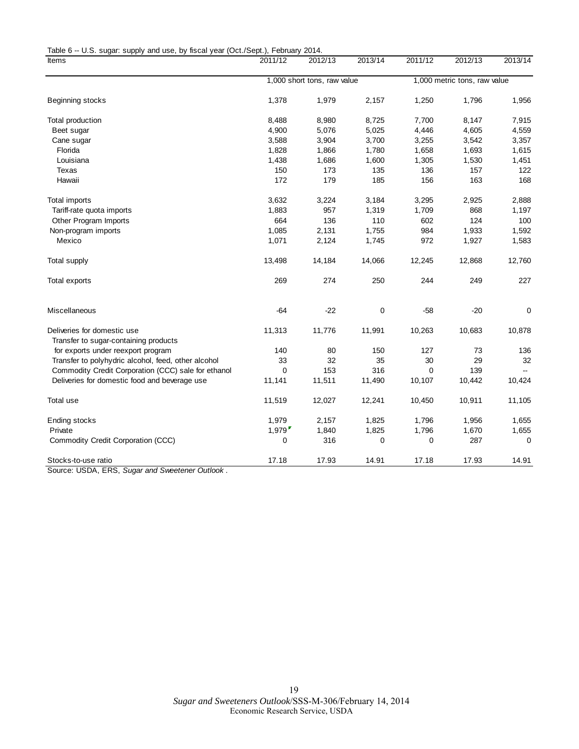Table 6 -- U.S. sugar: supply and use, by fiscal year (Oct./Sept.), February 2014.

| Items | 2011/12 | 2012/13 | 2013/14 | 2011/12 | 2012/13 | 2013/14 |
|---|---|---|---|---|---|---|
| | 1,000 short tons, raw value | | | 1,000 metric tons, raw value | | |
| Beginning stocks | 1,378 | 1,979 | 2,157 | 1,250 | 1,796 | 1,956 |
| Total production | 8,488 | 8,980 | 8,725 | 7,700 | 8,147 | 7,915 |
| Beet sugar | 4,900 | 5,076 | 5,025 | 4,446 | 4,605 | 4,559 |
| Cane sugar | 3,588 | 3,904 | 3,700 | 3,255 | 3,542 | 3,357 |
| Florida | 1,828 | 1,866 | 1,780 | 1,658 | 1,693 | 1,615 |
| Louisiana | 1,438 | 1,686 | 1,600 | 1,305 | 1,530 | 1,451 |
| Texas | 150 | 173 | 135 | 136 | 157 | 122 |
| Hawaii | 172 | 179 | 185 | 156 | 163 | 168 |
| Total imports | 3,632 | 3,224 | 3,184 | 3,295 | 2,925 | 2,888 |
| Tariff-rate quota imports | 1,883 | 957 | 1,319 | 1,709 | 868 | 1,197 |
| Other Program Imports | 664 | 136 | 110 | 602 | 124 | 100 |
| Non-program imports | 1,085 | 2,131 | 1,755 | 984 | 1,933 | 1,592 |
| Mexico | 1,071 | 2,124 | 1,745 | 972 | 1,927 | 1,583 |
| Total supply | 13,498 | 14,184 | 14,066 | 12,245 | 12,868 | 12,760 |
| Total exports | 269 | 274 | 250 | 244 | 249 | 227 |
| Miscellaneous | -64 | -22 | 0 | -58 | -20 | 0 |
| Deliveries for domestic use | 11,313 | 11,776 | 11,991 | 10,263 | 10,683 | 10,878 |
| Transfer to sugar-containing products for exports under reexport program | 140 | 80 | 150 | 127 | 73 | 136 |
| Transfer to polyhydric alcohol, feed, other alcohol | 33 | 32 | 35 | 30 | 29 | 32 |
| Commodity Credit Corporation (CCC) sale for ethanol | 0 | 153 | 316 | 0 | 139 | -- |
| Deliveries for domestic food and beverage use | 11,141 | 11,511 | 11,490 | 10,107 | 10,442 | 10,424 |
| Total use | 11,519 | 12,027 | 12,241 | 10,450 | 10,911 | 11,105 |
| Ending stocks | 1,979 | 2,157 | 1,825 | 1,796 | 1,956 | 1,655 |
| Private | 1,979 | 1,840 | 1,825 | 1,796 | 1,670 | 1,655 |
| Commodity Credit Corporation (CCC) | 0 | 316 | 0 | 0 | 287 | 0 |
| Stocks-to-use ratio | 17.18 | 17.93 | 14.91 | 17.18 | 17.93 | 14.91 |

Source: USDA, ERS, *Sugar and Sweetener Outlook*.

*Sugar and Sweeteners Outlook*/SSS-M-306/February 14, 2014
Economic Research Service, USDA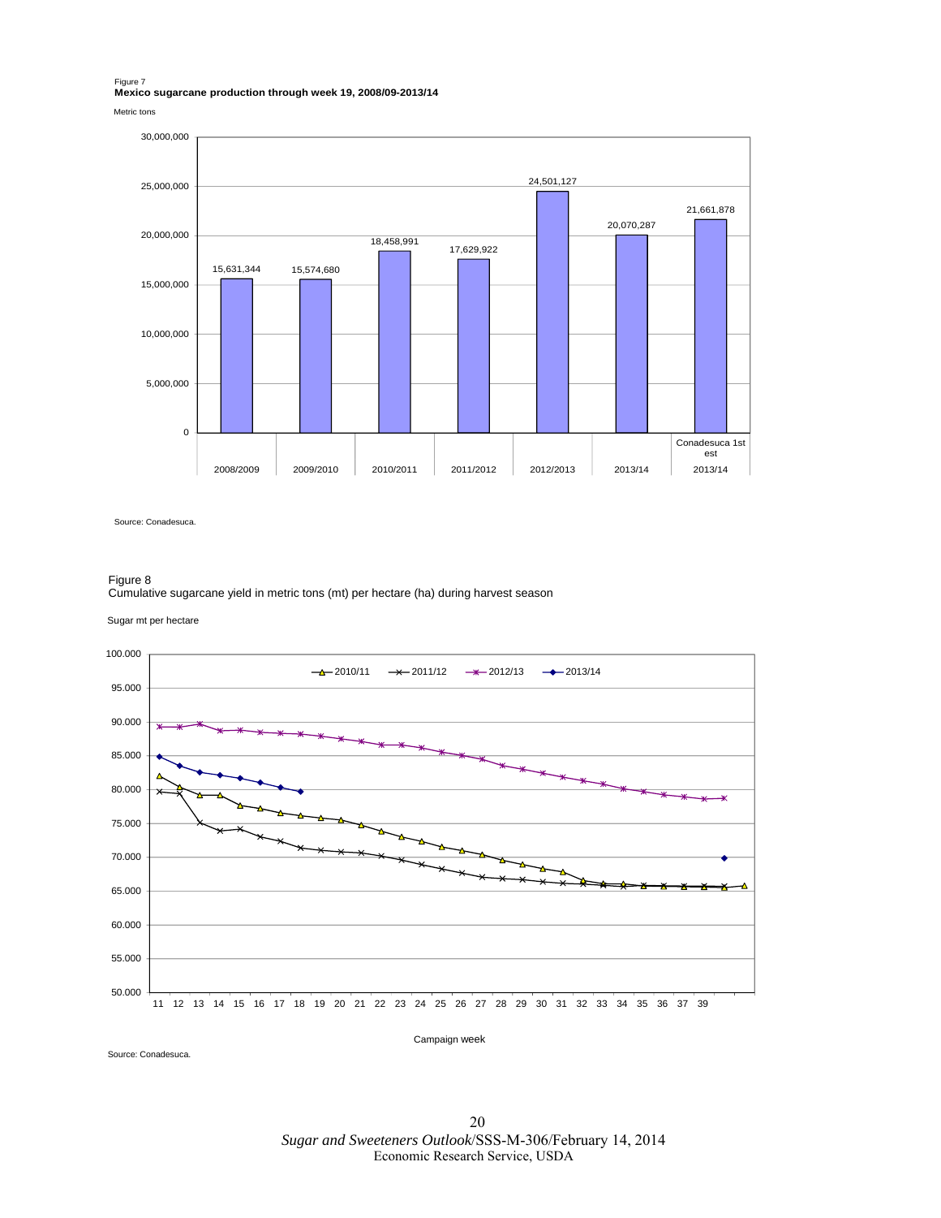Figure 7
**Mexico sugarcane production through week 19, 2008/09-2013/14**

Metric tons

| Season | Metric tons |
|---|---|
| 2008/2009 | 15,631,344 |
| 2009/2010 | 15,574,680 |
| 2010/2011 | 18,458,991 |
| 2011/2012 | 17,629,922 |
| 2012/2013 | 24,501,127 |
| 2013/14 | 20,070,287 |
| 2013/14 Conadesuca 1st est | 21,661,878 |

Source: Conadesuca.

Figure 8
Cumulative sugarcane yield in metric tons (mt) per hectare (ha) during harvest season

Sugar mt per hectare

Legend: 2010/11, 2011/12, 2012/13, 2013/14

Campaign week

Source: Conadesuca.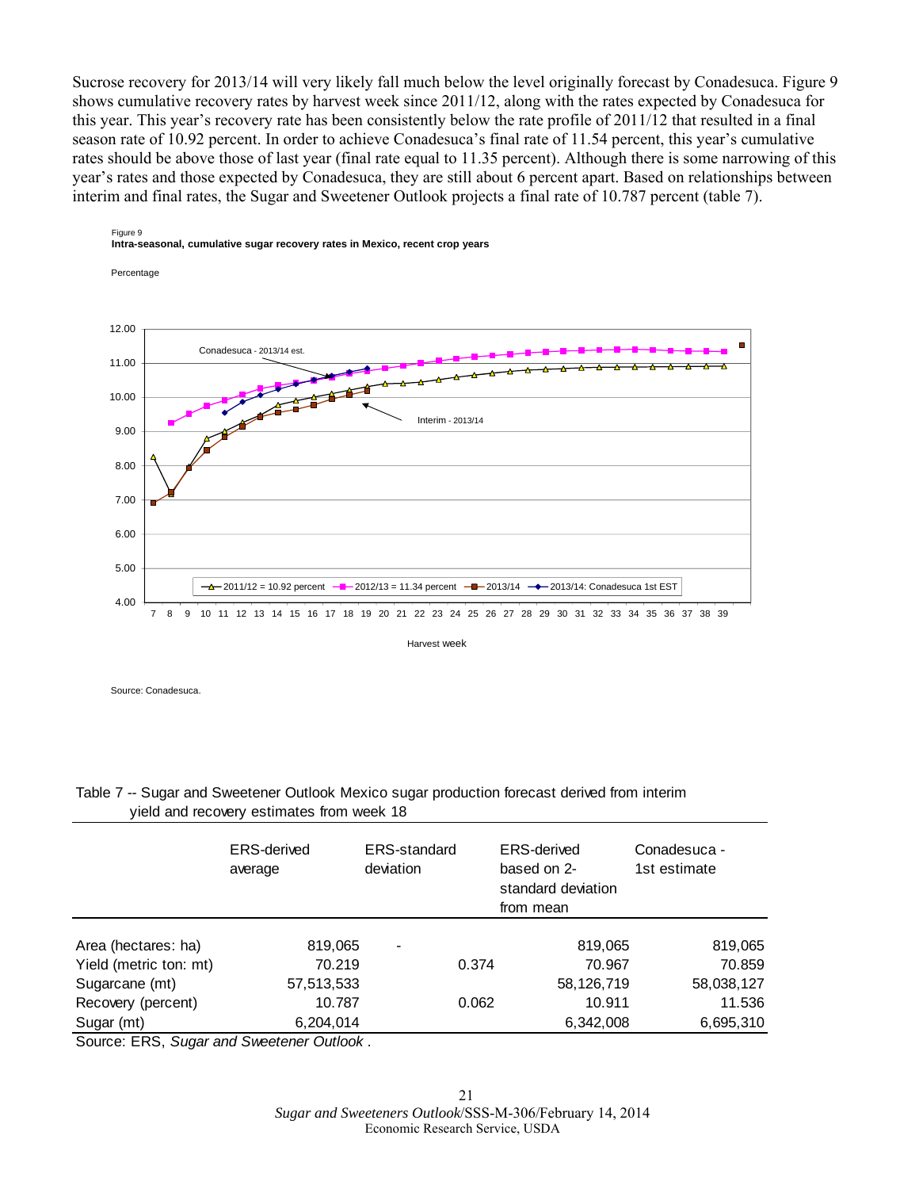Sucrose recovery for 2013/14 will very likely fall much below the level originally forecast by Conadesuca. Figure 9 shows cumulative recovery rates by harvest week since 2011/12, along with the rates expected by Conadesuca for this year. This year's recovery rate has been consistently below the rate profile of 2011/12 that resulted in a final season rate of 10.92 percent. In order to achieve Conadesuca's final rate of 11.54 percent, this year's cumulative rates should be above those of last year (final rate equal to 11.35 percent). Although there is some narrowing of this year's rates and those expected by Conadesuca, they are still about 6 percent apart. Based on relationships between interim and final rates, the Sugar and Sweetener Outlook projects a final rate of 10.787 percent (table 7).

Figure 9
**Intra-seasonal, cumulative sugar recovery rates in Mexico, recent crop years**

Percentage

Conadesuca - 2013/14 est.

Interim - 2013/14

2011/12 = 10.92 percent | 2012/13 = 11.34 percent | 2013/14 | 2013/14: Conadesuca 1st EST

Harvest week

Source: Conadesuca.

Table 7 -- Sugar and Sweetener Outlook Mexico sugar production forecast derived from interim yield and recovery estimates from week 18

| | ERS-derived average | ERS-standard deviation | ERS-derived based on 2-standard deviation from mean | Conadesuca - 1st estimate |
|---|---|---|---|---|
| Area (hectares: ha) | 819,065 | - | 819,065 | 819,065 |
| Yield (metric ton: mt) | 70.219 | 0.374 | 70.967 | 70.859 |
| Sugarcane (mt) | 57,513,533 | | 58,126,719 | 58,038,127 |
| Recovery (percent) | 10.787 | 0.062 | 10.911 | 11.536 |
| Sugar (mt) | 6,204,014 | | 6,342,008 | 6,695,310 |

Source: ERS, *Sugar and Sweetener Outlook*.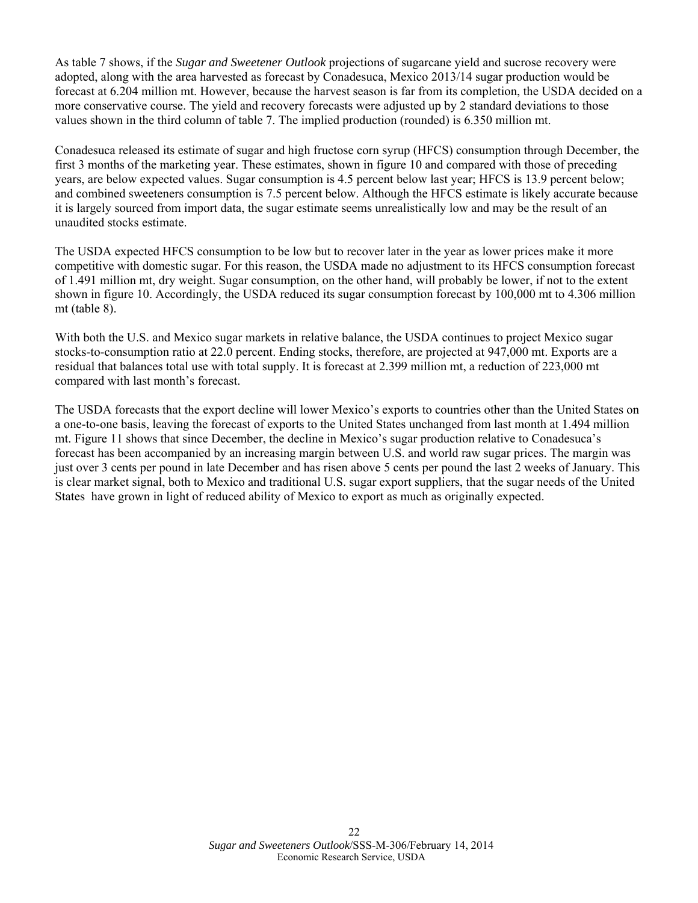As table 7 shows, if the *Sugar and Sweetener Outlook* projections of sugarcane yield and sucrose recovery were adopted, along with the area harvested as forecast by Conadesuca, Mexico 2013/14 sugar production would be forecast at 6.204 million mt. However, because the harvest season is far from its completion, the USDA decided on a more conservative course. The yield and recovery forecasts were adjusted up by 2 standard deviations to those values shown in the third column of table 7. The implied production (rounded) is 6.350 million mt.

Conadesuca released its estimate of sugar and high fructose corn syrup (HFCS) consumption through December, the first 3 months of the marketing year. These estimates, shown in figure 10 and compared with those of preceding years, are below expected values. Sugar consumption is 4.5 percent below last year; HFCS is 13.9 percent below; and combined sweeteners consumption is 7.5 percent below. Although the HFCS estimate is likely accurate because it is largely sourced from import data, the sugar estimate seems unrealistically low and may be the result of an unaudited stocks estimate.

The USDA expected HFCS consumption to be low but to recover later in the year as lower prices make it more competitive with domestic sugar. For this reason, the USDA made no adjustment to its HFCS consumption forecast of 1.491 million mt, dry weight. Sugar consumption, on the other hand, will probably be lower, if not to the extent shown in figure 10. Accordingly, the USDA reduced its sugar consumption forecast by 100,000 mt to 4.306 million mt (table 8).

With both the U.S. and Mexico sugar markets in relative balance, the USDA continues to project Mexico sugar stocks-to-consumption ratio at 22.0 percent. Ending stocks, therefore, are projected at 947,000 mt. Exports are a residual that balances total use with total supply. It is forecast at 2.399 million mt, a reduction of 223,000 mt compared with last month's forecast.

The USDA forecasts that the export decline will lower Mexico's exports to countries other than the United States on a one-to-one basis, leaving the forecast of exports to the United States unchanged from last month at 1.494 million mt. Figure 11 shows that since December, the decline in Mexico's sugar production relative to Conadesuca's forecast has been accompanied by an increasing margin between U.S. and world raw sugar prices. The margin was just over 3 cents per pound in late December and has risen above 5 cents per pound the last 2 weeks of January. This is clear market signal, both to Mexico and traditional U.S. sugar export suppliers, that the sugar needs of the United States have grown in light of reduced ability of Mexico to export as much as originally expected.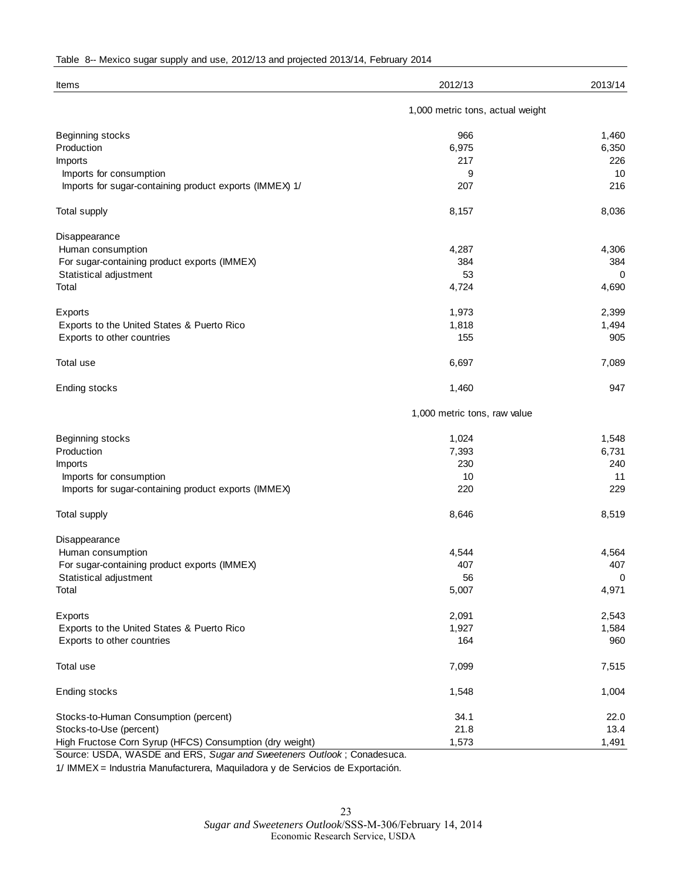Table 8-- Mexico sugar supply and use, 2012/13 and projected 2013/14, February 2014

| Items | 2012/13 | 2013/14 |
|---|---|---|
| | 1,000 metric tons, actual weight | |
| Beginning stocks | 966 | 1,460 |
| Production | 6,975 | 6,350 |
| Imports | 217 | 226 |
| Imports for consumption | 9 | 10 |
| Imports for sugar-containing product exports (IMMEX) 1/ | 207 | 216 |
| Total supply | 8,157 | 8,036 |
| Disappearance | | |
| Human consumption | 4,287 | 4,306 |
| For sugar-containing product exports (IMMEX) | 384 | 384 |
| Statistical adjustment | 53 | 0 |
| Total | 4,724 | 4,690 |
| Exports | 1,973 | 2,399 |
| Exports to the United States & Puerto Rico | 1,818 | 1,494 |
| Exports to other countries | 155 | 905 |
| Total use | 6,697 | 7,089 |
| Ending stocks | 1,460 | 947 |
| | 1,000 metric tons, raw value | |
| Beginning stocks | 1,024 | 1,548 |
| Production | 7,393 | 6,731 |
| Imports | 230 | 240 |
| Imports for consumption | 10 | 11 |
| Imports for sugar-containing product exports (IMMEX) | 220 | 229 |
| Total supply | 8,646 | 8,519 |
| Disappearance | | |
| Human consumption | 4,544 | 4,564 |
| For sugar-containing product exports (IMMEX) | 407 | 407 |
| Statistical adjustment | 56 | 0 |
| Total | 5,007 | 4,971 |
| Exports | 2,091 | 2,543 |
| Exports to the United States & Puerto Rico | 1,927 | 1,584 |
| Exports to other countries | 164 | 960 |
| Total use | 7,099 | 7,515 |
| Ending stocks | 1,548 | 1,004 |
| Stocks-to-Human Consumption (percent) | 34.1 | 22.0 |
| Stocks-to-Use (percent) | 21.8 | 13.4 |
| High Fructose Corn Syrup (HFCS) Consumption (dry weight) | 1,573 | 1,491 |

Source: USDA, WASDE and ERS, *Sugar and Sweeteners Outlook* ; Conadesuca.

1/ IMMEX = Industria Manufacturera, Maquiladora y de Servicios de Exportación.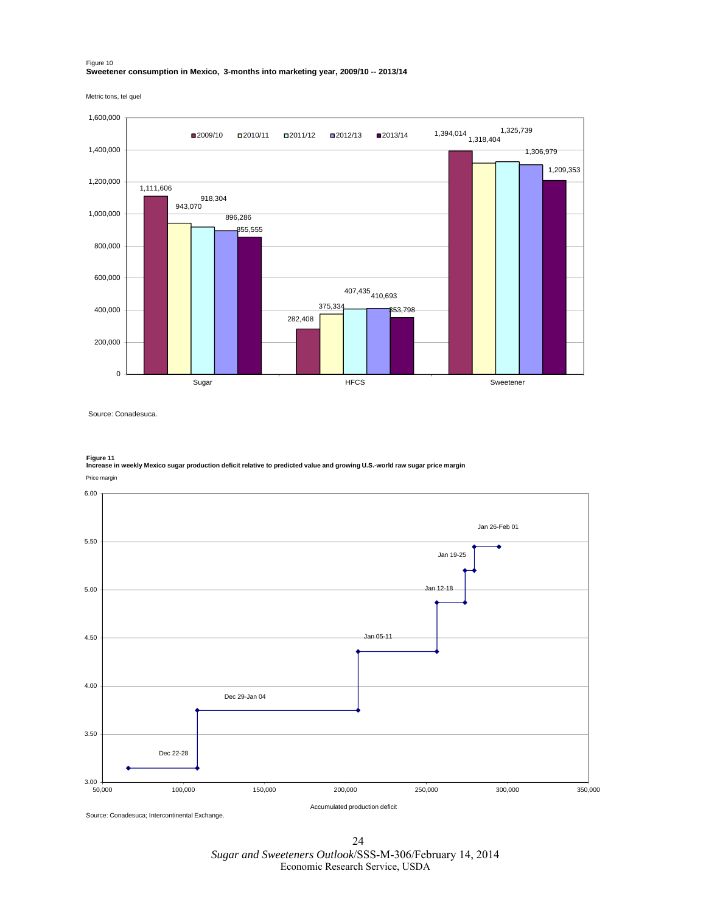Figure 10
**Sweetener consumption in Mexico, 3-months into marketing year, 2009/10 -- 2013/14**

Metric tons, tel quel

| | 2009/10 | 2010/11 | 2011/12 | 2012/13 | 2013/14 |
|---|---|---|---|---|---|
| Sugar | 1,111,606 | 943,070 | 918,304 | 896,286 | 855,555 |
| HFCS | 282,408 | 375,334 | 407,435 | 410,693 | 353,798 |
| Sweetener | 1,394,014 | 1,318,404 | 1,325,739 | 1,306,979 | 1,209,353 |

Source: Conadesuca.

**Figure 11**
**Increase in weekly Mexico sugar production deficit relative to predicted value and growing U.S.-world raw sugar price margin**

Price margin

Accumulated production deficit

Data labels: Dec 22-28; Dec 29-Jan 04; Jan 05-11; Jan 12-18; Jan 19-25; Jan 26-Feb 01

Source: Conadesuca; Intercontinental Exchange.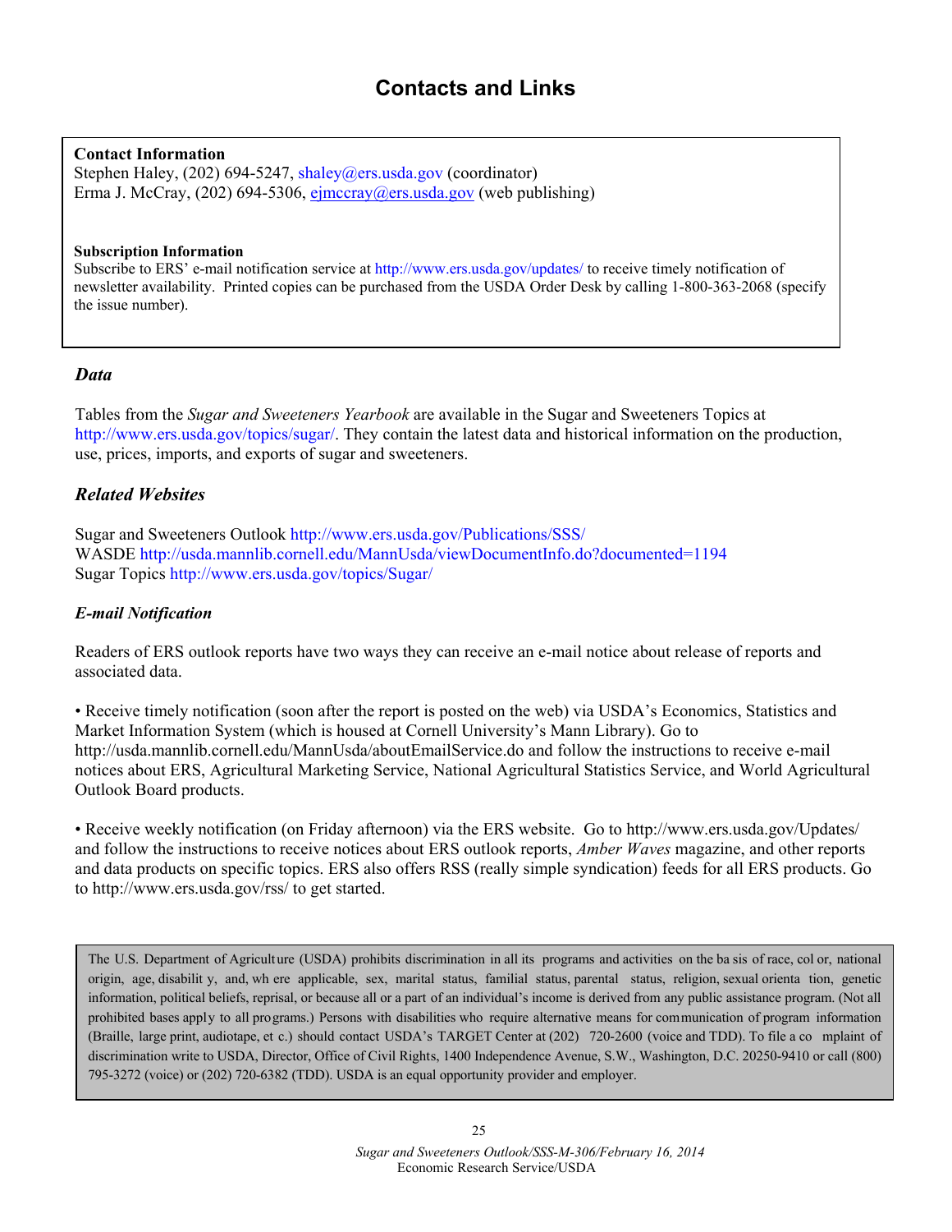# Contacts and Links

**Contact Information**
Stephen Haley, (202) 694-5247, shaley@ers.usda.gov (coordinator)
Erma J. McCray, (202) 694-5306, ejmccray@ers.usda.gov (web publishing)

**Subscription Information**
Subscribe to ERS' e-mail notification service at http://www.ers.usda.gov/updates/ to receive timely notification of newsletter availability. Printed copies can be purchased from the USDA Order Desk by calling 1-800-363-2068 (specify the issue number).

### *Data*

Tables from the *Sugar and Sweeteners Yearbook* are available in the Sugar and Sweeteners Topics at http://www.ers.usda.gov/topics/sugar/. They contain the latest data and historical information on the production, use, prices, imports, and exports of sugar and sweeteners.

### *Related Websites*

Sugar and Sweeteners Outlook http://www.ers.usda.gov/Publications/SSS/
WASDE http://usda.mannlib.cornell.edu/MannUsda/viewDocumentInfo.do?documented=1194
Sugar Topics http://www.ers.usda.gov/topics/Sugar/

### *E-mail Notification*

Readers of ERS outlook reports have two ways they can receive an e-mail notice about release of reports and associated data.

• Receive timely notification (soon after the report is posted on the web) via USDA's Economics, Statistics and Market Information System (which is housed at Cornell University's Mann Library). Go to http://usda.mannlib.cornell.edu/MannUsda/aboutEmailService.do and follow the instructions to receive e-mail notices about ERS, Agricultural Marketing Service, National Agricultural Statistics Service, and World Agricultural Outlook Board products.

• Receive weekly notification (on Friday afternoon) via the ERS website. Go to http://www.ers.usda.gov/Updates/ and follow the instructions to receive notices about ERS outlook reports, *Amber Waves* magazine, and other reports and data products on specific topics. ERS also offers RSS (really simple syndication) feeds for all ERS products. Go to http://www.ers.usda.gov/rss/ to get started.

The U.S. Department of Agriculture (USDA) prohibits discrimination in all its programs and activities on the basis of race, color, national origin, age, disability, and, where applicable, sex, marital status, familial status, parental status, religion, sexual orientation, genetic information, political beliefs, reprisal, or because all or a part of an individual's income is derived from any public assistance program. (Not all prohibited bases apply to all programs.) Persons with disabilities who require alternative means for communication of program information (Braille, large print, audiotape, etc.) should contact USDA's TARGET Center at (202) 720-2600 (voice and TDD). To file a complaint of discrimination write to USDA, Director, Office of Civil Rights, 1400 Independence Avenue, S.W., Washington, D.C. 20250-9410 or call (800) 795-3272 (voice) or (202) 720-6382 (TDD). USDA is an equal opportunity provider and employer.